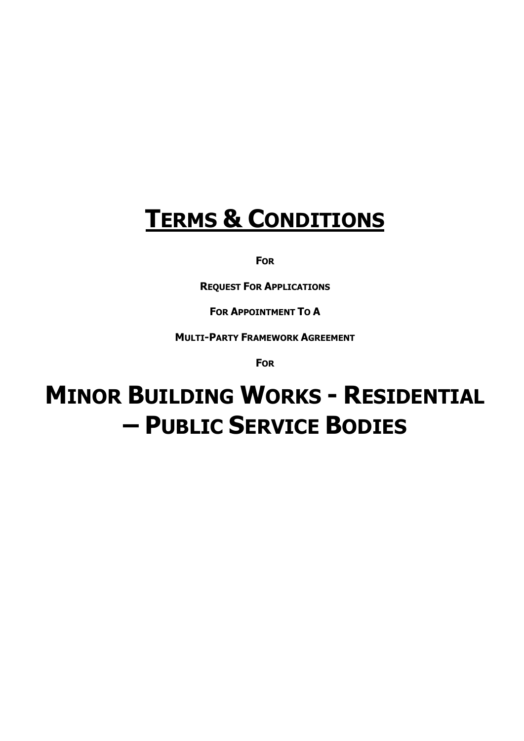# TERMS & CONDITIONS

**FOR**

**REQUEST FOR APPLICATIONS**

**FOR APPOINTMENT TO A**

**MULTI-PARTY FRAMEWORK AGREEMENT**

**FOR**

# MINOR BUILDING WORKS - RESIDENTIAL – PUBLIC SERVICE BODIES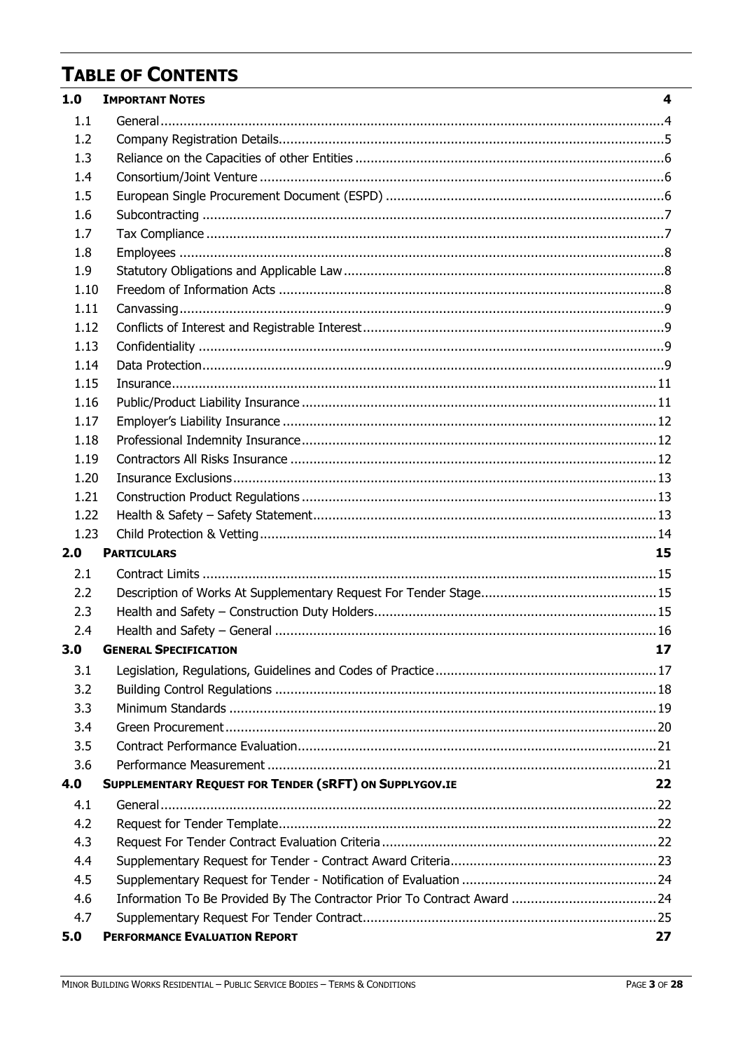# TABLE OF CONTENTS

| | | |
|---|---|---|
| **1.0** | **IMPORTANT NOTES** | **4** |
| 1.1 | General | 4 |
| 1.2 | Company Registration Details | 5 |
| 1.3 | Reliance on the Capacities of other Entities | 6 |
| 1.4 | Consortium/Joint Venture | 6 |
| 1.5 | European Single Procurement Document (ESPD) | 6 |
| 1.6 | Subcontracting | 7 |
| 1.7 | Tax Compliance | 7 |
| 1.8 | Employees | 8 |
| 1.9 | Statutory Obligations and Applicable Law | 8 |
| 1.10 | Freedom of Information Acts | 8 |
| 1.11 | Canvassing | 9 |
| 1.12 | Conflicts of Interest and Registrable Interest | 9 |
| 1.13 | Confidentiality | 9 |
| 1.14 | Data Protection | 9 |
| 1.15 | Insurance | 11 |
| 1.16 | Public/Product Liability Insurance | 11 |
| 1.17 | Employer's Liability Insurance | 12 |
| 1.18 | Professional Indemnity Insurance | 12 |
| 1.19 | Contractors All Risks Insurance | 12 |
| 1.20 | Insurance Exclusions | 13 |
| 1.21 | Construction Product Regulations | 13 |
| 1.22 | Health & Safety – Safety Statement | 13 |
| 1.23 | Child Protection & Vetting | 14 |
| **2.0** | **PARTICULARS** | **15** |
| 2.1 | Contract Limits | 15 |
| 2.2 | Description of Works At Supplementary Request For Tender Stage | 15 |
| 2.3 | Health and Safety – Construction Duty Holders | 15 |
| 2.4 | Health and Safety – General | 16 |
| **3.0** | **GENERAL SPECIFICATION** | **17** |
| 3.1 | Legislation, Regulations, Guidelines and Codes of Practice | 17 |
| 3.2 | Building Control Regulations | 18 |
| 3.3 | Minimum Standards | 19 |
| 3.4 | Green Procurement | 20 |
| 3.5 | Contract Performance Evaluation | 21 |
| 3.6 | Performance Measurement | 21 |
| **4.0** | **SUPPLEMENTARY REQUEST FOR TENDER (SRFT) ON SUPPLYGOV.IE** | **22** |
| 4.1 | General | 22 |
| 4.2 | Request for Tender Template | 22 |
| 4.3 | Request For Tender Contract Evaluation Criteria | 22 |
| 4.4 | Supplementary Request for Tender - Contract Award Criteria | 23 |
| 4.5 | Supplementary Request for Tender - Notification of Evaluation | 24 |
| 4.6 | Information To Be Provided By The Contractor Prior To Contract Award | 24 |
| 4.7 | Supplementary Request For Tender Contract | 25 |
| **5.0** | **PERFORMANCE EVALUATION REPORT** | **27** |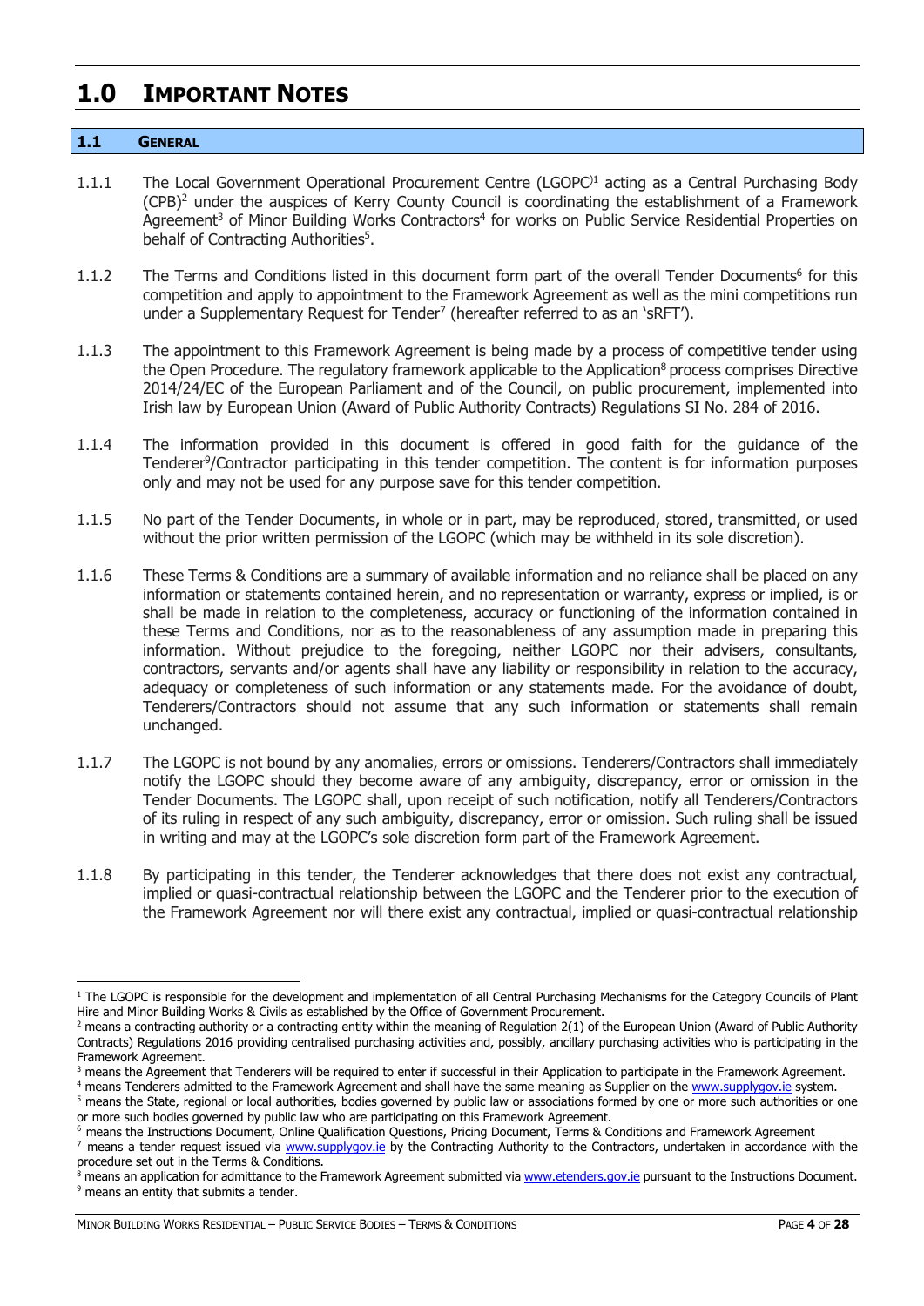# 1.0 IMPORTANT NOTES

## 1.1 GENERAL

1.1.1 The Local Government Operational Procurement Centre (LGOPC)[1] acting as a Central Purchasing Body (CPB)[2] under the auspices of Kerry County Council is coordinating the establishment of a Framework Agreement[3] of Minor Building Works Contractors[4] for works on Public Service Residential Properties on behalf of Contracting Authorities[5].

1.1.2 The Terms and Conditions listed in this document form part of the overall Tender Documents[6] for this competition and apply to appointment to the Framework Agreement as well as the mini competitions run under a Supplementary Request for Tender[7] (hereafter referred to as an 'sRFT').

1.1.3 The appointment to this Framework Agreement is being made by a process of competitive tender using the Open Procedure. The regulatory framework applicable to the Application[8] process comprises Directive 2014/24/EC of the European Parliament and of the Council, on public procurement, implemented into Irish law by European Union (Award of Public Authority Contracts) Regulations SI No. 284 of 2016.

1.1.4 The information provided in this document is offered in good faith for the guidance of the Tenderer[9]/Contractor participating in this tender competition. The content is for information purposes only and may not be used for any purpose save for this tender competition.

1.1.5 No part of the Tender Documents, in whole or in part, may be reproduced, stored, transmitted, or used without the prior written permission of the LGOPC (which may be withheld in its sole discretion).

1.1.6 These Terms & Conditions are a summary of available information and no reliance shall be placed on any information or statements contained herein, and no representation or warranty, express or implied, is or shall be made in relation to the completeness, accuracy or functioning of the information contained in these Terms and Conditions, nor as to the reasonableness of any assumption made in preparing this information. Without prejudice to the foregoing, neither LGOPC nor their advisers, consultants, contractors, servants and/or agents shall have any liability or responsibility in relation to the accuracy, adequacy or completeness of such information or any statements made. For the avoidance of doubt, Tenderers/Contractors should not assume that any such information or statements shall remain unchanged.

1.1.7 The LGOPC is not bound by any anomalies, errors or omissions. Tenderers/Contractors shall immediately notify the LGOPC should they become aware of any ambiguity, discrepancy, error or omission in the Tender Documents. The LGOPC shall, upon receipt of such notification, notify all Tenderers/Contractors of its ruling in respect of any such ambiguity, discrepancy, error or omission. Such ruling shall be issued in writing and may at the LGOPC's sole discretion form part of the Framework Agreement.

1.1.8 By participating in this tender, the Tenderer acknowledges that there does not exist any contractual, implied or quasi-contractual relationship between the LGOPC and the Tenderer prior to the execution of the Framework Agreement nor will there exist any contractual, implied or quasi-contractual relationship

---

[1] The LGOPC is responsible for the development and implementation of all Central Purchasing Mechanisms for the Category Councils of Plant Hire and Minor Building Works & Civils as established by the Office of Government Procurement.

[2] means a contracting authority or a contracting entity within the meaning of Regulation 2(1) of the European Union (Award of Public Authority Contracts) Regulations 2016 providing centralised purchasing activities and, possibly, ancillary purchasing activities who is participating in the Framework Agreement.

[3] means the Agreement that Tenderers will be required to enter if successful in their Application to participate in the Framework Agreement.

[4] means Tenderers admitted to the Framework Agreement and shall have the same meaning as Supplier on the www.supplygov.ie system.

[5] means the State, regional or local authorities, bodies governed by public law or associations formed by one or more such authorities or one or more such bodies governed by public law who are participating on this Framework Agreement.

[6] means the Instructions Document, Online Qualification Questions, Pricing Document, Terms & Conditions and Framework Agreement

[7] means a tender request issued via www.supplygov.ie by the Contracting Authority to the Contractors, undertaken in accordance with the procedure set out in the Terms & Conditions.

[8] means an application for admittance to the Framework Agreement submitted via www.etenders.gov.ie pursuant to the Instructions Document.

[9] means an entity that submits a tender.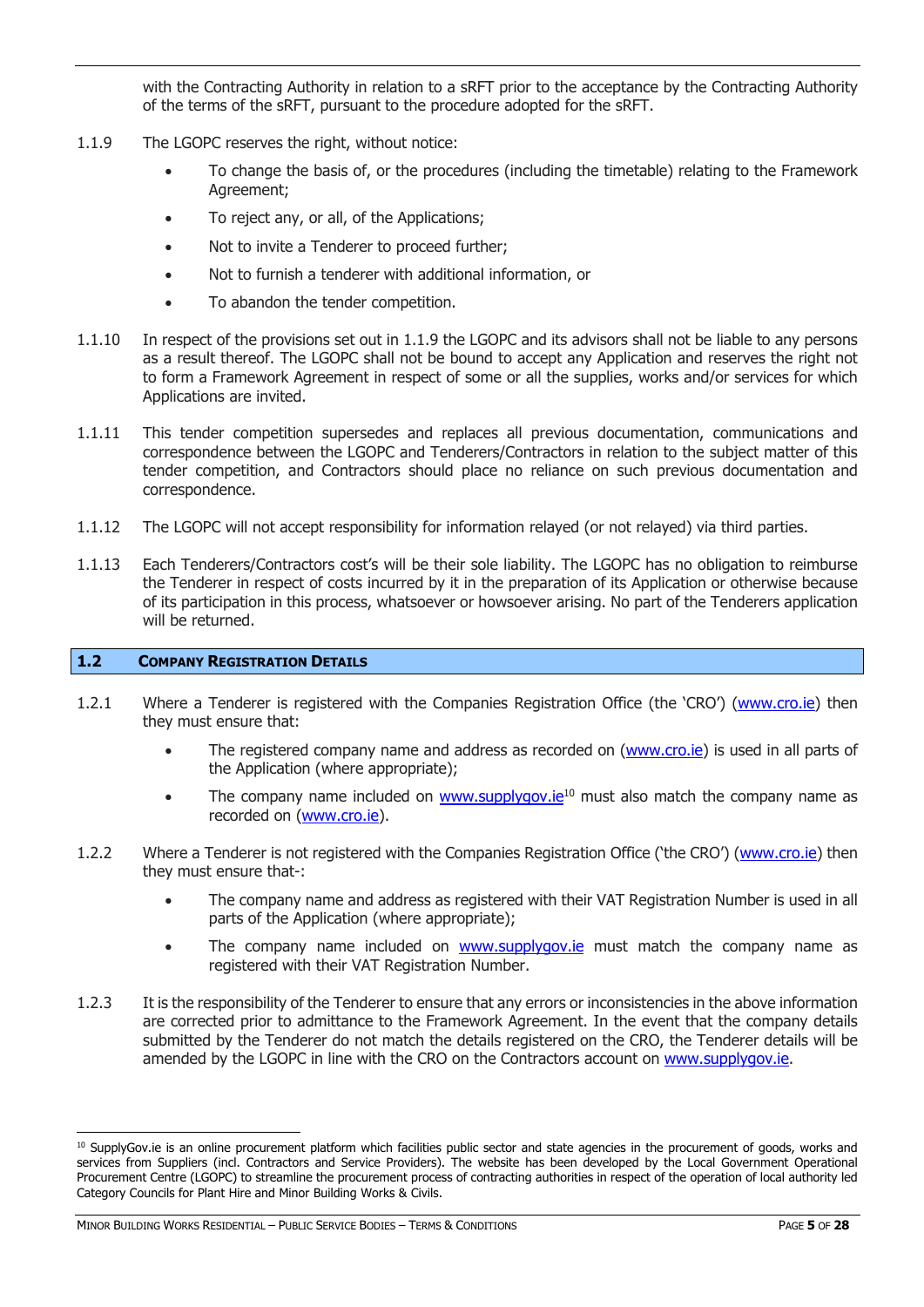with the Contracting Authority in relation to a sRFT prior to the acceptance by the Contracting Authority of the terms of the sRFT, pursuant to the procedure adopted for the sRFT.

1.1.9 The LGOPC reserves the right, without notice:

- To change the basis of, or the procedures (including the timetable) relating to the Framework Agreement;
- To reject any, or all, of the Applications;
- Not to invite a Tenderer to proceed further;
- Not to furnish a tenderer with additional information, or
- To abandon the tender competition.

1.1.10 In respect of the provisions set out in 1.1.9 the LGOPC and its advisors shall not be liable to any persons as a result thereof. The LGOPC shall not be bound to accept any Application and reserves the right not to form a Framework Agreement in respect of some or all the supplies, works and/or services for which Applications are invited.

1.1.11 This tender competition supersedes and replaces all previous documentation, communications and correspondence between the LGOPC and Tenderers/Contractors in relation to the subject matter of this tender competition, and Contractors should place no reliance on such previous documentation and correspondence.

1.1.12 The LGOPC will not accept responsibility for information relayed (or not relayed) via third parties.

1.1.13 Each Tenderers/Contractors cost's will be their sole liability. The LGOPC has no obligation to reimburse the Tenderer in respect of costs incurred by it in the preparation of its Application or otherwise because of its participation in this process, whatsoever or howsoever arising. No part of the Tenderers application will be returned.

## 1.2 Company Registration Details

1.2.1 Where a Tenderer is registered with the Companies Registration Office (the 'CRO') (www.cro.ie) then they must ensure that:

- The registered company name and address as recorded on (www.cro.ie) is used in all parts of the Application (where appropriate);
- The company name included on www.supplygov.ie[10] must also match the company name as recorded on (www.cro.ie).

1.2.2 Where a Tenderer is not registered with the Companies Registration Office ('the CRO') (www.cro.ie) then they must ensure that-:

- The company name and address as registered with their VAT Registration Number is used in all parts of the Application (where appropriate);
- The company name included on www.supplygov.ie must match the company name as registered with their VAT Registration Number.

1.2.3 It is the responsibility of the Tenderer to ensure that any errors or inconsistencies in the above information are corrected prior to admittance to the Framework Agreement. In the event that the company details submitted by the Tenderer do not match the details registered on the CRO, the Tenderer details will be amended by the LGOPC in line with the CRO on the Contractors account on www.supplygov.ie.

---

[10] SupplyGov.ie is an online procurement platform which facilities public sector and state agencies in the procurement of goods, works and services from Suppliers (incl. Contractors and Service Providers). The website has been developed by the Local Government Operational Procurement Centre (LGOPC) to streamline the procurement process of contracting authorities in respect of the operation of local authority led Category Councils for Plant Hire and Minor Building Works & Civils.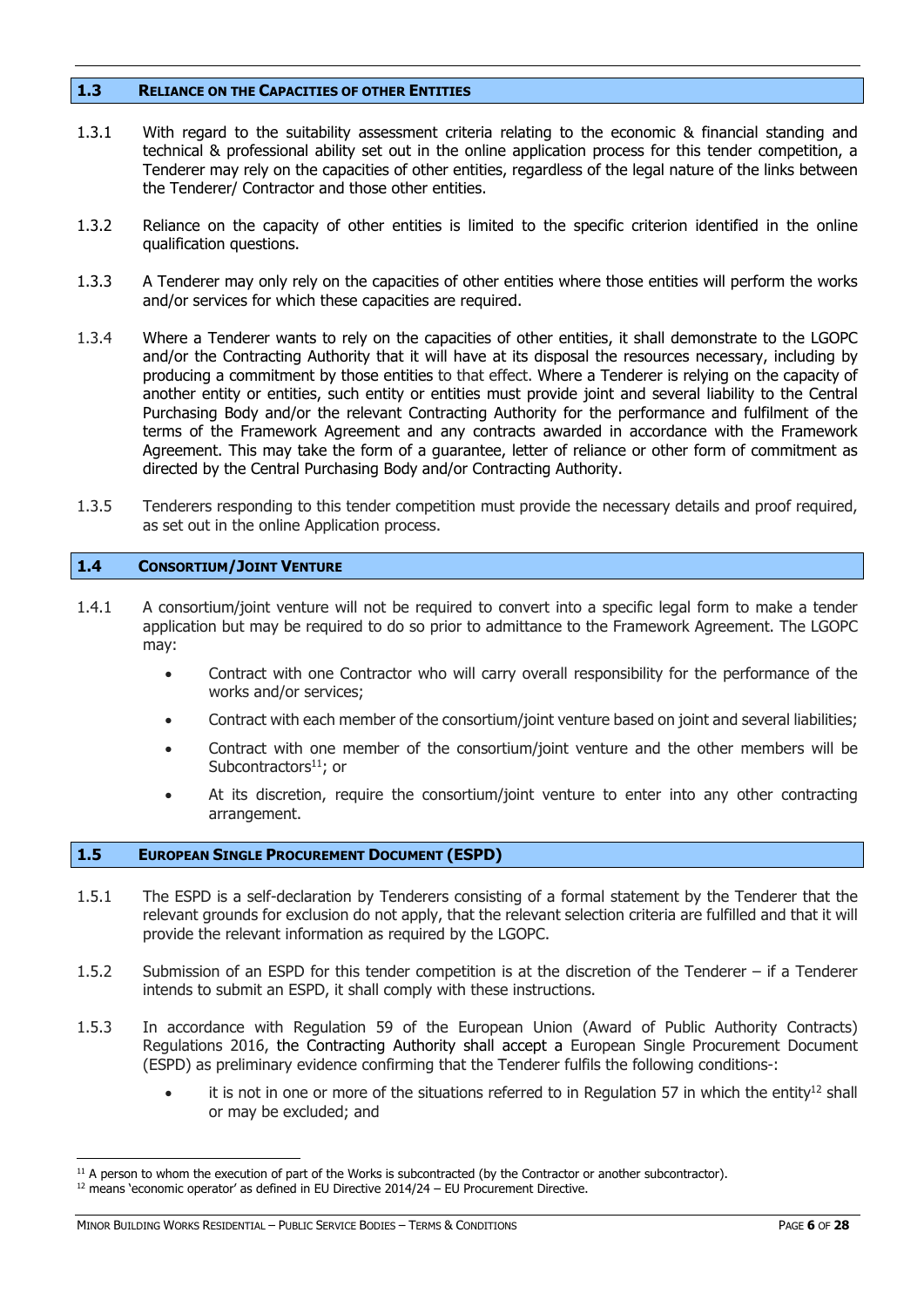## 1.3 Reliance on the Capacities of other Entities

1.3.1 With regard to the suitability assessment criteria relating to the economic & financial standing and technical & professional ability set out in the online application process for this tender competition, a Tenderer may rely on the capacities of other entities, regardless of the legal nature of the links between the Tenderer/ Contractor and those other entities.

1.3.2 Reliance on the capacity of other entities is limited to the specific criterion identified in the online qualification questions.

1.3.3 A Tenderer may only rely on the capacities of other entities where those entities will perform the works and/or services for which these capacities are required.

1.3.4 Where a Tenderer wants to rely on the capacities of other entities, it shall demonstrate to the LGOPC and/or the Contracting Authority that it will have at its disposal the resources necessary, including by producing a commitment by those entities to that effect. Where a Tenderer is relying on the capacity of another entity or entities, such entity or entities must provide joint and several liability to the Central Purchasing Body and/or the relevant Contracting Authority for the performance and fulfilment of the terms of the Framework Agreement and any contracts awarded in accordance with the Framework Agreement. This may take the form of a guarantee, letter of reliance or other form of commitment as directed by the Central Purchasing Body and/or Contracting Authority.

1.3.5 Tenderers responding to this tender competition must provide the necessary details and proof required, as set out in the online Application process.

## 1.4 Consortium/Joint Venture

1.4.1 A consortium/joint venture will not be required to convert into a specific legal form to make a tender application but may be required to do so prior to admittance to the Framework Agreement. The LGOPC may:

- Contract with one Contractor who will carry overall responsibility for the performance of the works and/or services;
- Contract with each member of the consortium/joint venture based on joint and several liabilities;
- Contract with one member of the consortium/joint venture and the other members will be Subcontractors[11]; or
- At its discretion, require the consortium/joint venture to enter into any other contracting arrangement.

## 1.5 European Single Procurement Document (ESPD)

1.5.1 The ESPD is a self-declaration by Tenderers consisting of a formal statement by the Tenderer that the relevant grounds for exclusion do not apply, that the relevant selection criteria are fulfilled and that it will provide the relevant information as required by the LGOPC.

1.5.2 Submission of an ESPD for this tender competition is at the discretion of the Tenderer – if a Tenderer intends to submit an ESPD, it shall comply with these instructions.

1.5.3 In accordance with Regulation 59 of the European Union (Award of Public Authority Contracts) Regulations 2016, the Contracting Authority shall accept a European Single Procurement Document (ESPD) as preliminary evidence confirming that the Tenderer fulfils the following conditions-:

- it is not in one or more of the situations referred to in Regulation 57 in which the entity[12] shall or may be excluded; and

[11] A person to whom the execution of part of the Works is subcontracted (by the Contractor or another subcontractor).

[12] means 'economic operator' as defined in EU Directive 2014/24 – EU Procurement Directive.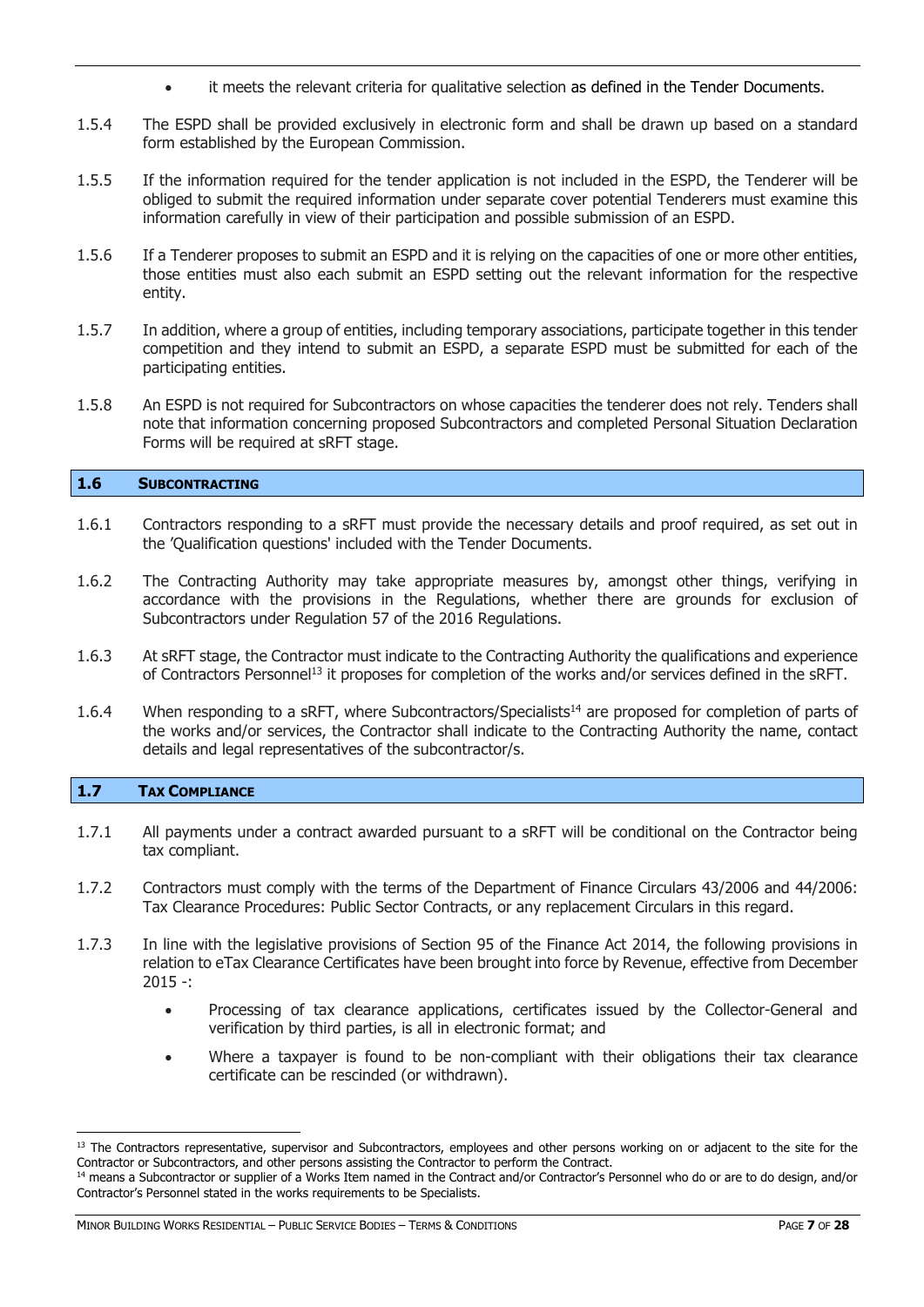- it meets the relevant criteria for qualitative selection as defined in the Tender Documents.

1.5.4 The ESPD shall be provided exclusively in electronic form and shall be drawn up based on a standard form established by the European Commission.

1.5.5 If the information required for the tender application is not included in the ESPD, the Tenderer will be obliged to submit the required information under separate cover potential Tenderers must examine this information carefully in view of their participation and possible submission of an ESPD.

1.5.6 If a Tenderer proposes to submit an ESPD and it is relying on the capacities of one or more other entities, those entities must also each submit an ESPD setting out the relevant information for the respective entity.

1.5.7 In addition, where a group of entities, including temporary associations, participate together in this tender competition and they intend to submit an ESPD, a separate ESPD must be submitted for each of the participating entities.

1.5.8 An ESPD is not required for Subcontractors on whose capacities the tenderer does not rely. Tenders shall note that information concerning proposed Subcontractors and completed Personal Situation Declaration Forms will be required at sRFT stage.

## 1.6 Subcontracting

1.6.1 Contractors responding to a sRFT must provide the necessary details and proof required, as set out in the 'Qualification questions' included with the Tender Documents.

1.6.2 The Contracting Authority may take appropriate measures by, amongst other things, verifying in accordance with the provisions in the Regulations, whether there are grounds for exclusion of Subcontractors under Regulation 57 of the 2016 Regulations.

1.6.3 At sRFT stage, the Contractor must indicate to the Contracting Authority the qualifications and experience of Contractors Personnel[13] it proposes for completion of the works and/or services defined in the sRFT.

1.6.4 When responding to a sRFT, where Subcontractors/Specialists[14] are proposed for completion of parts of the works and/or services, the Contractor shall indicate to the Contracting Authority the name, contact details and legal representatives of the subcontractor/s.

## 1.7 Tax Compliance

1.7.1 All payments under a contract awarded pursuant to a sRFT will be conditional on the Contractor being tax compliant.

1.7.2 Contractors must comply with the terms of the Department of Finance Circulars 43/2006 and 44/2006: Tax Clearance Procedures: Public Sector Contracts, or any replacement Circulars in this regard.

1.7.3 In line with the legislative provisions of Section 95 of the Finance Act 2014, the following provisions in relation to eTax Clearance Certificates have been brought into force by Revenue, effective from December 2015 -:

- Processing of tax clearance applications, certificates issued by the Collector-General and verification by third parties, is all in electronic format; and
- Where a taxpayer is found to be non-compliant with their obligations their tax clearance certificate can be rescinded (or withdrawn).

---

[13] The Contractors representative, supervisor and Subcontractors, employees and other persons working on or adjacent to the site for the Contractor or Subcontractors, and other persons assisting the Contractor to perform the Contract.

[14] means a Subcontractor or supplier of a Works Item named in the Contract and/or Contractor's Personnel who do or are to do design, and/or Contractor's Personnel stated in the works requirements to be Specialists.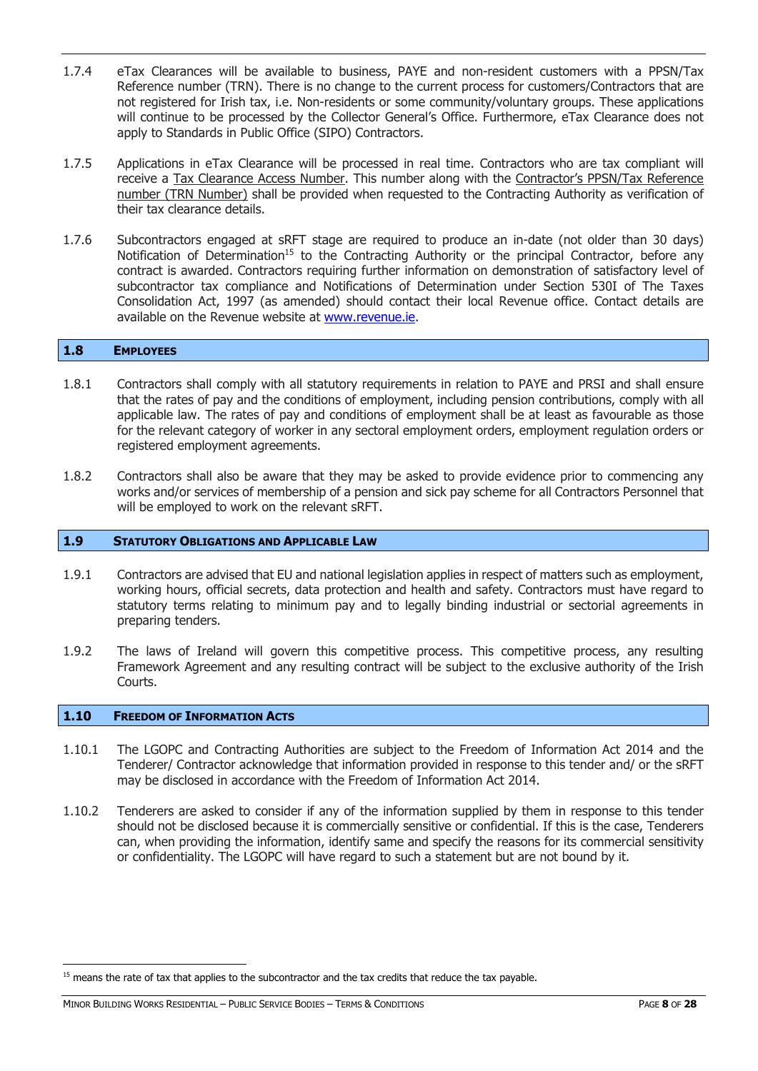1.7.4 eTax Clearances will be available to business, PAYE and non-resident customers with a PPSN/Tax Reference number (TRN). There is no change to the current process for customers/Contractors that are not registered for Irish tax, i.e. Non-residents or some community/voluntary groups. These applications will continue to be processed by the Collector General's Office. Furthermore, eTax Clearance does not apply to Standards in Public Office (SIPO) Contractors.

1.7.5 Applications in eTax Clearance will be processed in real time. Contractors who are tax compliant will receive a Tax Clearance Access Number. This number along with the Contractor's PPSN/Tax Reference number (TRN Number) shall be provided when requested to the Contracting Authority as verification of their tax clearance details.

1.7.6 Subcontractors engaged at sRFT stage are required to produce an in-date (not older than 30 days) Notification of Determination[15] to the Contracting Authority or the principal Contractor, before any contract is awarded. Contractors requiring further information on demonstration of satisfactory level of subcontractor tax compliance and Notifications of Determination under Section 530I of The Taxes Consolidation Act, 1997 (as amended) should contact their local Revenue office. Contact details are available on the Revenue website at www.revenue.ie.

## 1.8 EMPLOYEES

1.8.1 Contractors shall comply with all statutory requirements in relation to PAYE and PRSI and shall ensure that the rates of pay and the conditions of employment, including pension contributions, comply with all applicable law. The rates of pay and conditions of employment shall be at least as favourable as those for the relevant category of worker in any sectoral employment orders, employment regulation orders or registered employment agreements.

1.8.2 Contractors shall also be aware that they may be asked to provide evidence prior to commencing any works and/or services of membership of a pension and sick pay scheme for all Contractors Personnel that will be employed to work on the relevant sRFT.

## 1.9 STATUTORY OBLIGATIONS AND APPLICABLE LAW

1.9.1 Contractors are advised that EU and national legislation applies in respect of matters such as employment, working hours, official secrets, data protection and health and safety. Contractors must have regard to statutory terms relating to minimum pay and to legally binding industrial or sectorial agreements in preparing tenders.

1.9.2 The laws of Ireland will govern this competitive process. This competitive process, any resulting Framework Agreement and any resulting contract will be subject to the exclusive authority of the Irish Courts.

## 1.10 FREEDOM OF INFORMATION ACTS

1.10.1 The LGOPC and Contracting Authorities are subject to the Freedom of Information Act 2014 and the Tenderer/ Contractor acknowledge that information provided in response to this tender and/ or the sRFT may be disclosed in accordance with the Freedom of Information Act 2014.

1.10.2 Tenderers are asked to consider if any of the information supplied by them in response to this tender should not be disclosed because it is commercially sensitive or confidential. If this is the case, Tenderers can, when providing the information, identify same and specify the reasons for its commercial sensitivity or confidentiality. The LGOPC will have regard to such a statement but are not bound by it.

---

[15] means the rate of tax that applies to the subcontractor and the tax credits that reduce the tax payable.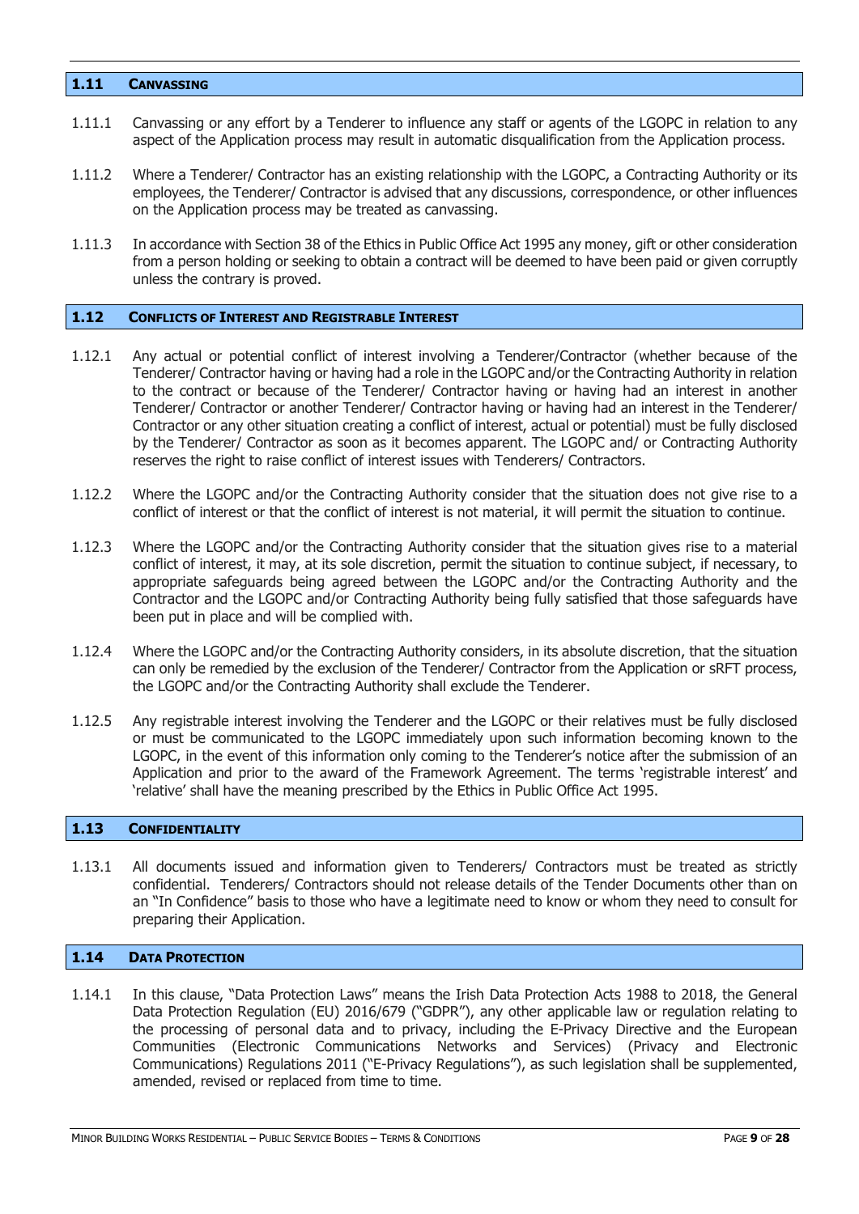## 1.11 CANVASSING

1.11.1 Canvassing or any effort by a Tenderer to influence any staff or agents of the LGOPC in relation to any aspect of the Application process may result in automatic disqualification from the Application process.

1.11.2 Where a Tenderer/ Contractor has an existing relationship with the LGOPC, a Contracting Authority or its employees, the Tenderer/ Contractor is advised that any discussions, correspondence, or other influences on the Application process may be treated as canvassing.

1.11.3 In accordance with Section 38 of the Ethics in Public Office Act 1995 any money, gift or other consideration from a person holding or seeking to obtain a contract will be deemed to have been paid or given corruptly unless the contrary is proved.

## 1.12 CONFLICTS OF INTEREST AND REGISTRABLE INTEREST

1.12.1 Any actual or potential conflict of interest involving a Tenderer/Contractor (whether because of the Tenderer/ Contractor having or having had a role in the LGOPC and/or the Contracting Authority in relation to the contract or because of the Tenderer/ Contractor having or having had an interest in another Tenderer/ Contractor or another Tenderer/ Contractor having or having had an interest in the Tenderer/ Contractor or any other situation creating a conflict of interest, actual or potential) must be fully disclosed by the Tenderer/ Contractor as soon as it becomes apparent. The LGOPC and/ or Contracting Authority reserves the right to raise conflict of interest issues with Tenderers/ Contractors.

1.12.2 Where the LGOPC and/or the Contracting Authority consider that the situation does not give rise to a conflict of interest or that the conflict of interest is not material, it will permit the situation to continue.

1.12.3 Where the LGOPC and/or the Contracting Authority consider that the situation gives rise to a material conflict of interest, it may, at its sole discretion, permit the situation to continue subject, if necessary, to appropriate safeguards being agreed between the LGOPC and/or the Contracting Authority and the Contractor and the LGOPC and/or Contracting Authority being fully satisfied that those safeguards have been put in place and will be complied with.

1.12.4 Where the LGOPC and/or the Contracting Authority considers, in its absolute discretion, that the situation can only be remedied by the exclusion of the Tenderer/ Contractor from the Application or sRFT process, the LGOPC and/or the Contracting Authority shall exclude the Tenderer.

1.12.5 Any registrable interest involving the Tenderer and the LGOPC or their relatives must be fully disclosed or must be communicated to the LGOPC immediately upon such information becoming known to the LGOPC, in the event of this information only coming to the Tenderer's notice after the submission of an Application and prior to the award of the Framework Agreement. The terms 'registrable interest' and 'relative' shall have the meaning prescribed by the Ethics in Public Office Act 1995.

## 1.13 CONFIDENTIALITY

1.13.1 All documents issued and information given to Tenderers/ Contractors must be treated as strictly confidential. Tenderers/ Contractors should not release details of the Tender Documents other than on an "In Confidence" basis to those who have a legitimate need to know or whom they need to consult for preparing their Application.

## 1.14 DATA PROTECTION

1.14.1 In this clause, "Data Protection Laws" means the Irish Data Protection Acts 1988 to 2018, the General Data Protection Regulation (EU) 2016/679 ("GDPR"), any other applicable law or regulation relating to the processing of personal data and to privacy, including the E-Privacy Directive and the European Communities (Electronic Communications Networks and Services) (Privacy and Electronic Communications) Regulations 2011 ("E-Privacy Regulations"), as such legislation shall be supplemented, amended, revised or replaced from time to time.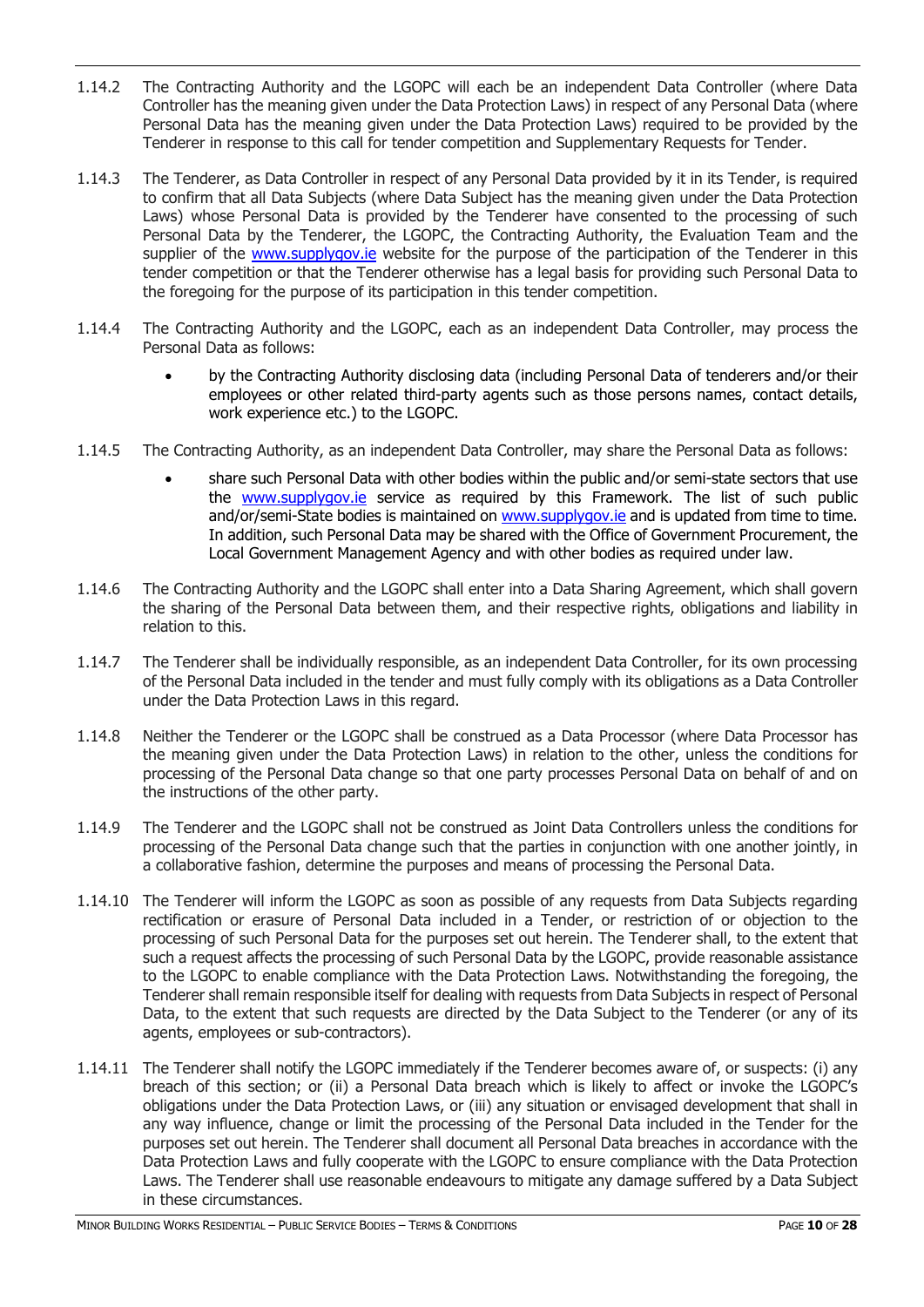1.14.2 The Contracting Authority and the LGOPC will each be an independent Data Controller (where Data Controller has the meaning given under the Data Protection Laws) in respect of any Personal Data (where Personal Data has the meaning given under the Data Protection Laws) required to be provided by the Tenderer in response to this call for tender competition and Supplementary Requests for Tender.

1.14.3 The Tenderer, as Data Controller in respect of any Personal Data provided by it in its Tender, is required to confirm that all Data Subjects (where Data Subject has the meaning given under the Data Protection Laws) whose Personal Data is provided by the Tenderer have consented to the processing of such Personal Data by the Tenderer, the LGOPC, the Contracting Authority, the Evaluation Team and the supplier of the www.supplygov.ie website for the purpose of the participation of the Tenderer in this tender competition or that the Tenderer otherwise has a legal basis for providing such Personal Data to the foregoing for the purpose of its participation in this tender competition.

1.14.4 The Contracting Authority and the LGOPC, each as an independent Data Controller, may process the Personal Data as follows:

- by the Contracting Authority disclosing data (including Personal Data of tenderers and/or their employees or other related third-party agents such as those persons names, contact details, work experience etc.) to the LGOPC.

1.14.5 The Contracting Authority, as an independent Data Controller, may share the Personal Data as follows:

- share such Personal Data with other bodies within the public and/or semi-state sectors that use the www.supplygov.ie service as required by this Framework. The list of such public and/or/semi-State bodies is maintained on www.supplygov.ie and is updated from time to time. In addition, such Personal Data may be shared with the Office of Government Procurement, the Local Government Management Agency and with other bodies as required under law.

1.14.6 The Contracting Authority and the LGOPC shall enter into a Data Sharing Agreement, which shall govern the sharing of the Personal Data between them, and their respective rights, obligations and liability in relation to this.

1.14.7 The Tenderer shall be individually responsible, as an independent Data Controller, for its own processing of the Personal Data included in the tender and must fully comply with its obligations as a Data Controller under the Data Protection Laws in this regard.

1.14.8 Neither the Tenderer or the LGOPC shall be construed as a Data Processor (where Data Processor has the meaning given under the Data Protection Laws) in relation to the other, unless the conditions for processing of the Personal Data change so that one party processes Personal Data on behalf of and on the instructions of the other party.

1.14.9 The Tenderer and the LGOPC shall not be construed as Joint Data Controllers unless the conditions for processing of the Personal Data change such that the parties in conjunction with one another jointly, in a collaborative fashion, determine the purposes and means of processing the Personal Data.

1.14.10 The Tenderer will inform the LGOPC as soon as possible of any requests from Data Subjects regarding rectification or erasure of Personal Data included in a Tender, or restriction of or objection to the processing of such Personal Data for the purposes set out herein. The Tenderer shall, to the extent that such a request affects the processing of such Personal Data by the LGOPC, provide reasonable assistance to the LGOPC to enable compliance with the Data Protection Laws. Notwithstanding the foregoing, the Tenderer shall remain responsible itself for dealing with requests from Data Subjects in respect of Personal Data, to the extent that such requests are directed by the Data Subject to the Tenderer (or any of its agents, employees or sub-contractors).

1.14.11 The Tenderer shall notify the LGOPC immediately if the Tenderer becomes aware of, or suspects: (i) any breach of this section; or (ii) a Personal Data breach which is likely to affect or invoke the LGOPC's obligations under the Data Protection Laws, or (iii) any situation or envisaged development that shall in any way influence, change or limit the processing of the Personal Data included in the Tender for the purposes set out herein. The Tenderer shall document all Personal Data breaches in accordance with the Data Protection Laws and fully cooperate with the LGOPC to ensure compliance with the Data Protection Laws. The Tenderer shall use reasonable endeavours to mitigate any damage suffered by a Data Subject in these circumstances.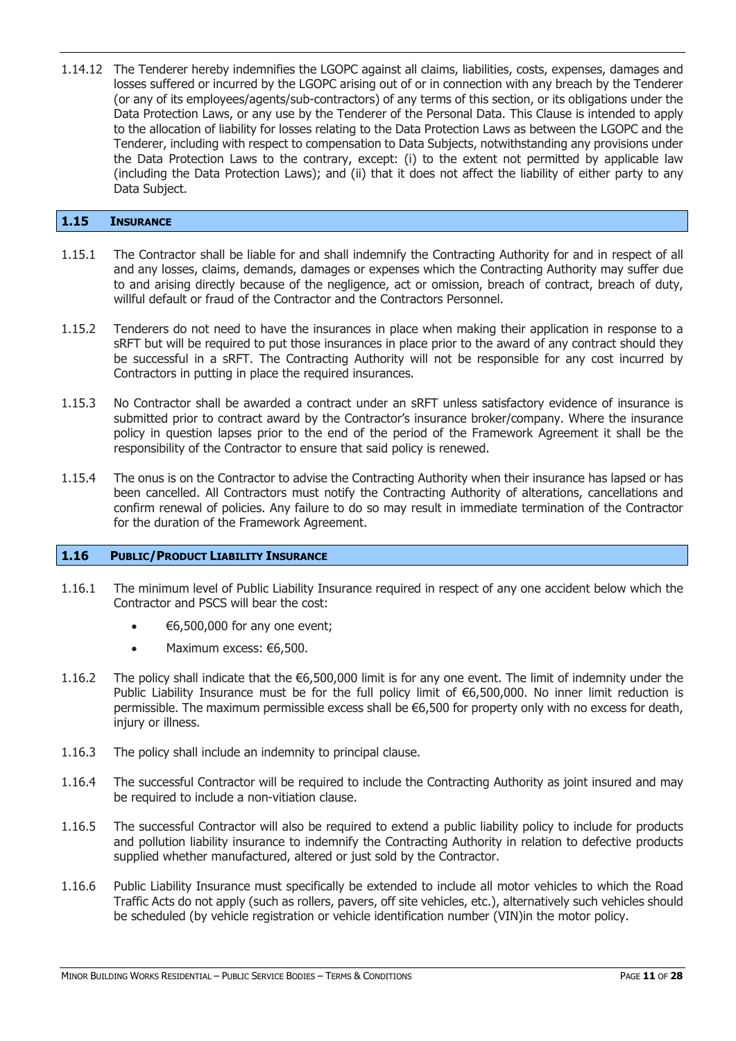1.14.12 The Tenderer hereby indemnifies the LGOPC against all claims, liabilities, costs, expenses, damages and losses suffered or incurred by the LGOPC arising out of or in connection with any breach by the Tenderer (or any of its employees/agents/sub-contractors) of any terms of this section, or its obligations under the Data Protection Laws, or any use by the Tenderer of the Personal Data. This Clause is intended to apply to the allocation of liability for losses relating to the Data Protection Laws as between the LGOPC and the Tenderer, including with respect to compensation to Data Subjects, notwithstanding any provisions under the Data Protection Laws to the contrary, except: (i) to the extent not permitted by applicable law (including the Data Protection Laws); and (ii) that it does not affect the liability of either party to any Data Subject.

## 1.15 Insurance

1.15.1 The Contractor shall be liable for and shall indemnify the Contracting Authority for and in respect of all and any losses, claims, demands, damages or expenses which the Contracting Authority may suffer due to and arising directly because of the negligence, act or omission, breach of contract, breach of duty, willful default or fraud of the Contractor and the Contractors Personnel.

1.15.2 Tenderers do not need to have the insurances in place when making their application in response to a sRFT but will be required to put those insurances in place prior to the award of any contract should they be successful in a sRFT. The Contracting Authority will not be responsible for any cost incurred by Contractors in putting in place the required insurances.

1.15.3 No Contractor shall be awarded a contract under an sRFT unless satisfactory evidence of insurance is submitted prior to contract award by the Contractor's insurance broker/company. Where the insurance policy in question lapses prior to the end of the period of the Framework Agreement it shall be the responsibility of the Contractor to ensure that said policy is renewed.

1.15.4 The onus is on the Contractor to advise the Contracting Authority when their insurance has lapsed or has been cancelled. All Contractors must notify the Contracting Authority of alterations, cancellations and confirm renewal of policies. Any failure to do so may result in immediate termination of the Contractor for the duration of the Framework Agreement.

## 1.16 Public/Product Liability Insurance

1.16.1 The minimum level of Public Liability Insurance required in respect of any one accident below which the Contractor and PSCS will bear the cost:

- €6,500,000 for any one event;
- Maximum excess: €6,500.

1.16.2 The policy shall indicate that the €6,500,000 limit is for any one event. The limit of indemnity under the Public Liability Insurance must be for the full policy limit of €6,500,000. No inner limit reduction is permissible. The maximum permissible excess shall be €6,500 for property only with no excess for death, injury or illness.

1.16.3 The policy shall include an indemnity to principal clause.

1.16.4 The successful Contractor will be required to include the Contracting Authority as joint insured and may be required to include a non-vitiation clause.

1.16.5 The successful Contractor will also be required to extend a public liability policy to include for products and pollution liability insurance to indemnify the Contracting Authority in relation to defective products supplied whether manufactured, altered or just sold by the Contractor.

1.16.6 Public Liability Insurance must specifically be extended to include all motor vehicles to which the Road Traffic Acts do not apply (such as rollers, pavers, off site vehicles, etc.), alternatively such vehicles should be scheduled (by vehicle registration or vehicle identification number (VIN)in the motor policy.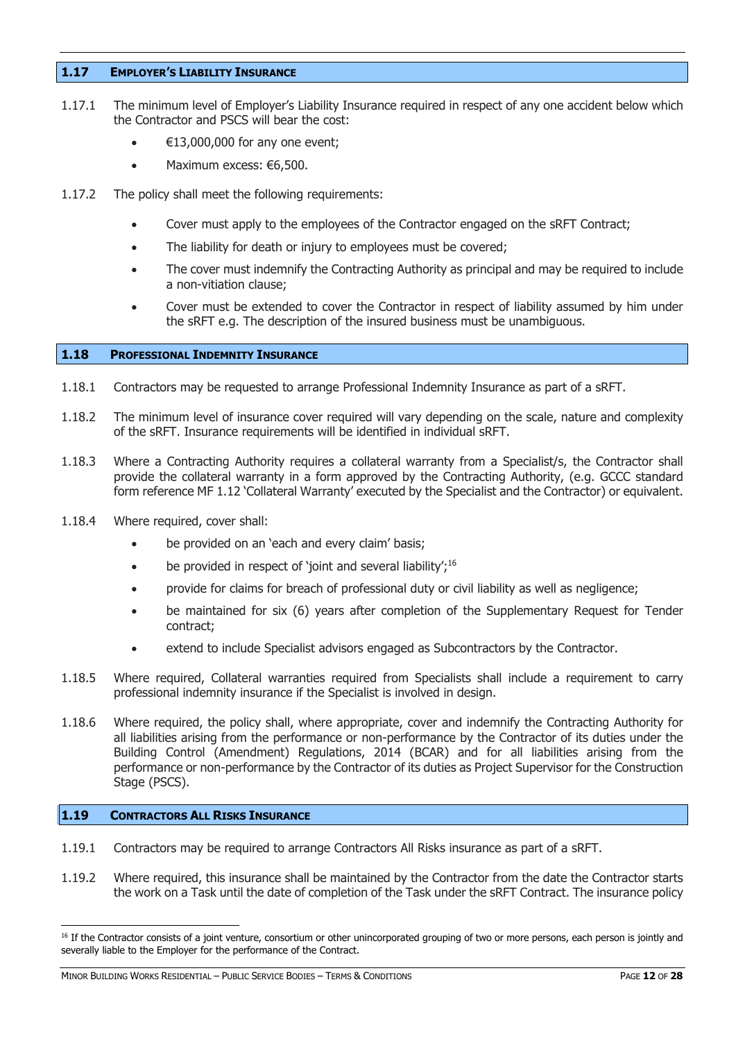## 1.17 EMPLOYER'S LIABILITY INSURANCE

1.17.1 The minimum level of Employer's Liability Insurance required in respect of any one accident below which the Contractor and PSCS will bear the cost:

- €13,000,000 for any one event;
- Maximum excess: €6,500.

1.17.2 The policy shall meet the following requirements:

- Cover must apply to the employees of the Contractor engaged on the sRFT Contract;
- The liability for death or injury to employees must be covered;
- The cover must indemnify the Contracting Authority as principal and may be required to include a non-vitiation clause;
- Cover must be extended to cover the Contractor in respect of liability assumed by him under the sRFT e.g. The description of the insured business must be unambiguous.

## 1.18 PROFESSIONAL INDEMNITY INSURANCE

1.18.1 Contractors may be requested to arrange Professional Indemnity Insurance as part of a sRFT.

1.18.2 The minimum level of insurance cover required will vary depending on the scale, nature and complexity of the sRFT. Insurance requirements will be identified in individual sRFT.

1.18.3 Where a Contracting Authority requires a collateral warranty from a Specialist/s, the Contractor shall provide the collateral warranty in a form approved by the Contracting Authority, (e.g. GCCC standard form reference MF 1.12 'Collateral Warranty' executed by the Specialist and the Contractor) or equivalent.

1.18.4 Where required, cover shall:

- be provided on an 'each and every claim' basis;
- be provided in respect of 'joint and several liability';[16]
- provide for claims for breach of professional duty or civil liability as well as negligence;
- be maintained for six (6) years after completion of the Supplementary Request for Tender contract;
- extend to include Specialist advisors engaged as Subcontractors by the Contractor.

1.18.5 Where required, Collateral warranties required from Specialists shall include a requirement to carry professional indemnity insurance if the Specialist is involved in design.

1.18.6 Where required, the policy shall, where appropriate, cover and indemnify the Contracting Authority for all liabilities arising from the performance or non-performance by the Contractor of its duties under the Building Control (Amendment) Regulations, 2014 (BCAR) and for all liabilities arising from the performance or non-performance by the Contractor of its duties as Project Supervisor for the Construction Stage (PSCS).

## 1.19 CONTRACTORS ALL RISKS INSURANCE

1.19.1 Contractors may be required to arrange Contractors All Risks insurance as part of a sRFT.

1.19.2 Where required, this insurance shall be maintained by the Contractor from the date the Contractor starts the work on a Task until the date of completion of the Task under the sRFT Contract. The insurance policy

[16] If the Contractor consists of a joint venture, consortium or other unincorporated grouping of two or more persons, each person is jointly and severally liable to the Employer for the performance of the Contract.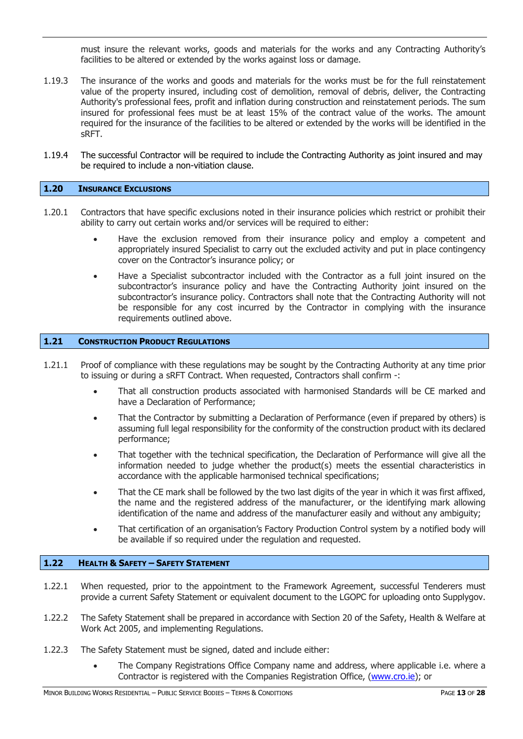must insure the relevant works, goods and materials for the works and any Contracting Authority's facilities to be altered or extended by the works against loss or damage.

1.19.3 The insurance of the works and goods and materials for the works must be for the full reinstatement value of the property insured, including cost of demolition, removal of debris, deliver, the Contracting Authority's professional fees, profit and inflation during construction and reinstatement periods. The sum insured for professional fees must be at least 15% of the contract value of the works. The amount required for the insurance of the facilities to be altered or extended by the works will be identified in the sRFT.

1.19.4 The successful Contractor will be required to include the Contracting Authority as joint insured and may be required to include a non-vitiation clause.

## 1.20 Insurance Exclusions

1.20.1 Contractors that have specific exclusions noted in their insurance policies which restrict or prohibit their ability to carry out certain works and/or services will be required to either:

- Have the exclusion removed from their insurance policy and employ a competent and appropriately insured Specialist to carry out the excluded activity and put in place contingency cover on the Contractor's insurance policy; or
- Have a Specialist subcontractor included with the Contractor as a full joint insured on the subcontractor's insurance policy and have the Contracting Authority joint insured on the subcontractor's insurance policy. Contractors shall note that the Contracting Authority will not be responsible for any cost incurred by the Contractor in complying with the insurance requirements outlined above.

## 1.21 Construction Product Regulations

1.21.1 Proof of compliance with these regulations may be sought by the Contracting Authority at any time prior to issuing or during a sRFT Contract. When requested, Contractors shall confirm -:

- That all construction products associated with harmonised Standards will be CE marked and have a Declaration of Performance;
- That the Contractor by submitting a Declaration of Performance (even if prepared by others) is assuming full legal responsibility for the conformity of the construction product with its declared performance;
- That together with the technical specification, the Declaration of Performance will give all the information needed to judge whether the product(s) meets the essential characteristics in accordance with the applicable harmonised technical specifications;
- That the CE mark shall be followed by the two last digits of the year in which it was first affixed, the name and the registered address of the manufacturer, or the identifying mark allowing identification of the name and address of the manufacturer easily and without any ambiguity;
- That certification of an organisation's Factory Production Control system by a notified body will be available if so required under the regulation and requested.

## 1.22 Health & Safety – Safety Statement

1.22.1 When requested, prior to the appointment to the Framework Agreement, successful Tenderers must provide a current Safety Statement or equivalent document to the LGOPC for uploading onto Supplygov.

1.22.2 The Safety Statement shall be prepared in accordance with Section 20 of the Safety, Health & Welfare at Work Act 2005, and implementing Regulations.

1.22.3 The Safety Statement must be signed, dated and include either:

- The Company Registrations Office Company name and address, where applicable i.e. where a Contractor is registered with the Companies Registration Office, (www.cro.ie); or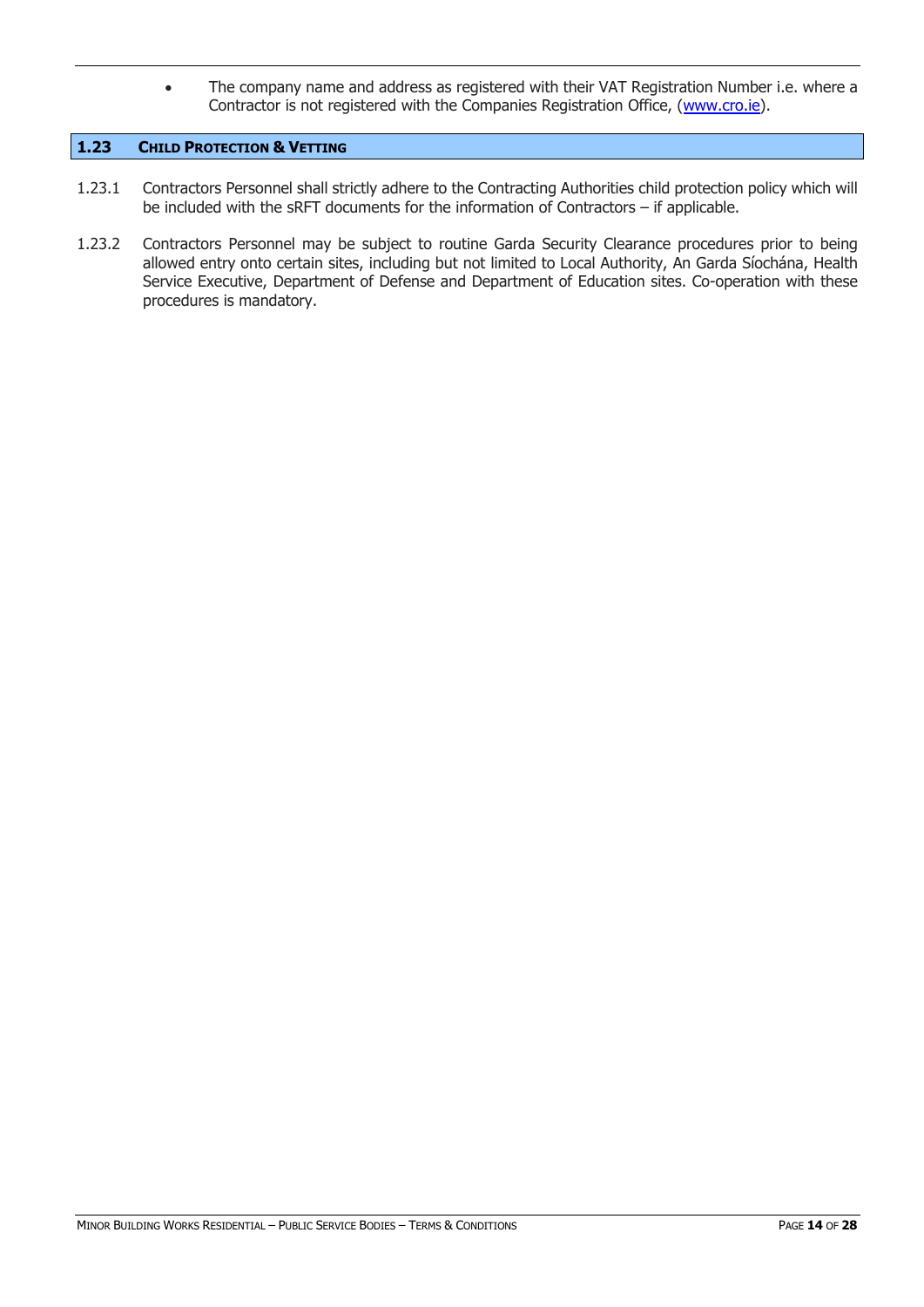- The company name and address as registered with their VAT Registration Number i.e. where a Contractor is not registered with the Companies Registration Office, ([www.cro.ie](http://www.cro.ie)).

## 1.23 Child Protection & Vetting

1.23.1 Contractors Personnel shall strictly adhere to the Contracting Authorities child protection policy which will be included with the sRFT documents for the information of Contractors – if applicable.

1.23.2 Contractors Personnel may be subject to routine Garda Security Clearance procedures prior to being allowed entry onto certain sites, including but not limited to Local Authority, An Garda Síochána, Health Service Executive, Department of Defense and Department of Education sites. Co-operation with these procedures is mandatory.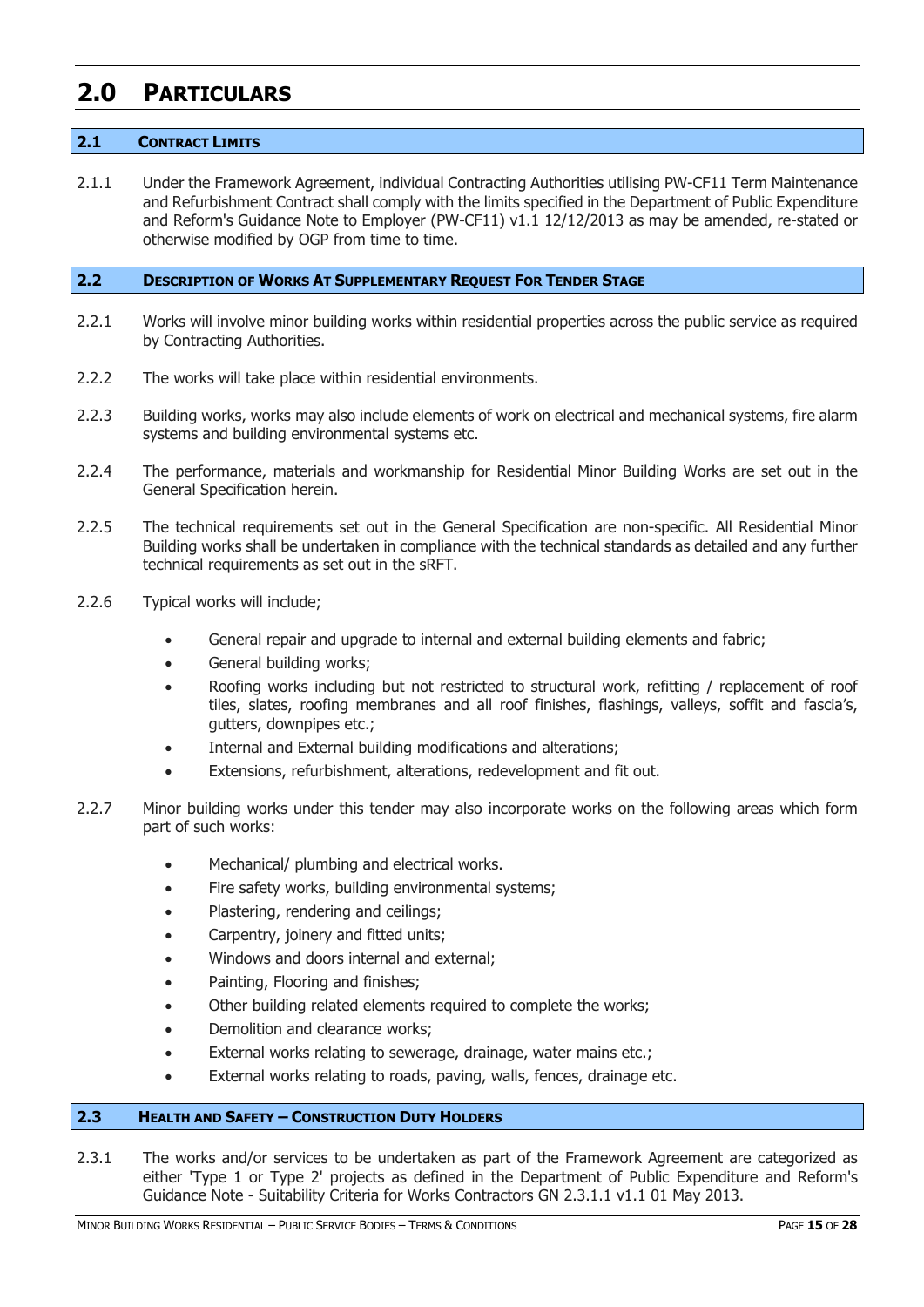# 2.0 PARTICULARS

## 2.1 CONTRACT LIMITS

2.1.1 Under the Framework Agreement, individual Contracting Authorities utilising PW-CF11 Term Maintenance and Refurbishment Contract shall comply with the limits specified in the Department of Public Expenditure and Reform's Guidance Note to Employer (PW-CF11) v1.1 12/12/2013 as may be amended, re-stated or otherwise modified by OGP from time to time.

## 2.2 DESCRIPTION OF WORKS AT SUPPLEMENTARY REQUEST FOR TENDER STAGE

2.2.1 Works will involve minor building works within residential properties across the public service as required by Contracting Authorities.

2.2.2 The works will take place within residential environments.

2.2.3 Building works, works may also include elements of work on electrical and mechanical systems, fire alarm systems and building environmental systems etc.

2.2.4 The performance, materials and workmanship for Residential Minor Building Works are set out in the General Specification herein.

2.2.5 The technical requirements set out in the General Specification are non-specific. All Residential Minor Building works shall be undertaken in compliance with the technical standards as detailed and any further technical requirements as set out in the sRFT.

2.2.6 Typical works will include;

- General repair and upgrade to internal and external building elements and fabric;
- General building works;
- Roofing works including but not restricted to structural work, refitting / replacement of roof tiles, slates, roofing membranes and all roof finishes, flashings, valleys, soffit and fascia's, gutters, downpipes etc.;
- Internal and External building modifications and alterations;
- Extensions, refurbishment, alterations, redevelopment and fit out.

2.2.7 Minor building works under this tender may also incorporate works on the following areas which form part of such works:

- Mechanical/ plumbing and electrical works.
- Fire safety works, building environmental systems;
- Plastering, rendering and ceilings;
- Carpentry, joinery and fitted units;
- Windows and doors internal and external;
- Painting, Flooring and finishes;
- Other building related elements required to complete the works;
- Demolition and clearance works;
- External works relating to sewerage, drainage, water mains etc.;
- External works relating to roads, paving, walls, fences, drainage etc.

## 2.3 HEALTH AND SAFETY – CONSTRUCTION DUTY HOLDERS

2.3.1 The works and/or services to be undertaken as part of the Framework Agreement are categorized as either 'Type 1 or Type 2' projects as defined in the Department of Public Expenditure and Reform's Guidance Note - Suitability Criteria for Works Contractors GN 2.3.1.1 v1.1 01 May 2013.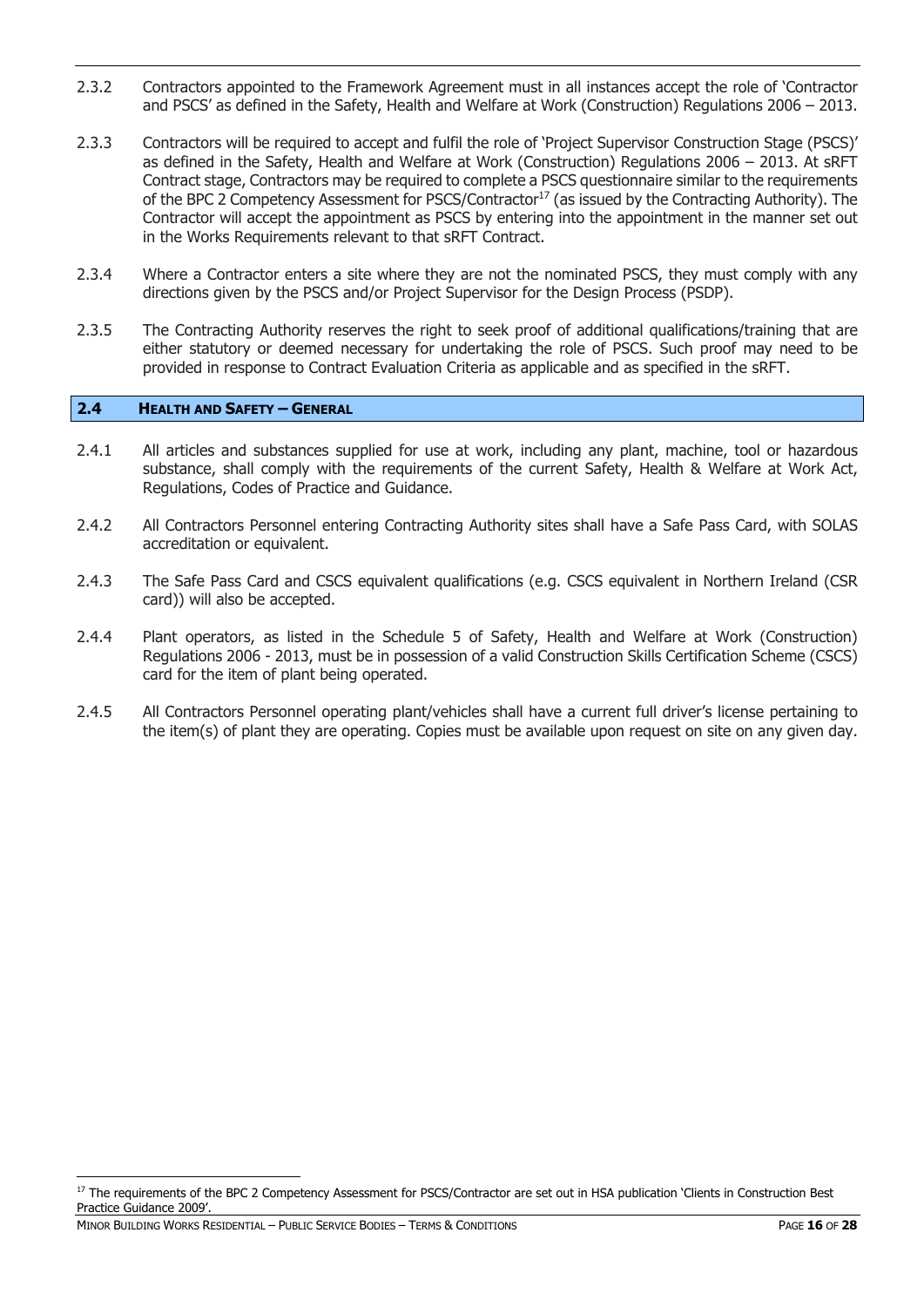2.3.2 Contractors appointed to the Framework Agreement must in all instances accept the role of 'Contractor and PSCS' as defined in the Safety, Health and Welfare at Work (Construction) Regulations 2006 – 2013.

2.3.3 Contractors will be required to accept and fulfil the role of 'Project Supervisor Construction Stage (PSCS)' as defined in the Safety, Health and Welfare at Work (Construction) Regulations 2006 – 2013. At sRFT Contract stage, Contractors may be required to complete a PSCS questionnaire similar to the requirements of the BPC 2 Competency Assessment for PSCS/Contractor[17] (as issued by the Contracting Authority). The Contractor will accept the appointment as PSCS by entering into the appointment in the manner set out in the Works Requirements relevant to that sRFT Contract.

2.3.4 Where a Contractor enters a site where they are not the nominated PSCS, they must comply with any directions given by the PSCS and/or Project Supervisor for the Design Process (PSDP).

2.3.5 The Contracting Authority reserves the right to seek proof of additional qualifications/training that are either statutory or deemed necessary for undertaking the role of PSCS. Such proof may need to be provided in response to Contract Evaluation Criteria as applicable and as specified in the sRFT.

## 2.4 HEALTH AND SAFETY – GENERAL

2.4.1 All articles and substances supplied for use at work, including any plant, machine, tool or hazardous substance, shall comply with the requirements of the current Safety, Health & Welfare at Work Act, Regulations, Codes of Practice and Guidance.

2.4.2 All Contractors Personnel entering Contracting Authority sites shall have a Safe Pass Card, with SOLAS accreditation or equivalent.

2.4.3 The Safe Pass Card and CSCS equivalent qualifications (e.g. CSCS equivalent in Northern Ireland (CSR card)) will also be accepted.

2.4.4 Plant operators, as listed in the Schedule 5 of Safety, Health and Welfare at Work (Construction) Regulations 2006 - 2013, must be in possession of a valid Construction Skills Certification Scheme (CSCS) card for the item of plant being operated.

2.4.5 All Contractors Personnel operating plant/vehicles shall have a current full driver's license pertaining to the item(s) of plant they are operating. Copies must be available upon request on site on any given day.

---

[17] The requirements of the BPC 2 Competency Assessment for PSCS/Contractor are set out in HSA publication 'Clients in Construction Best Practice Guidance 2009'.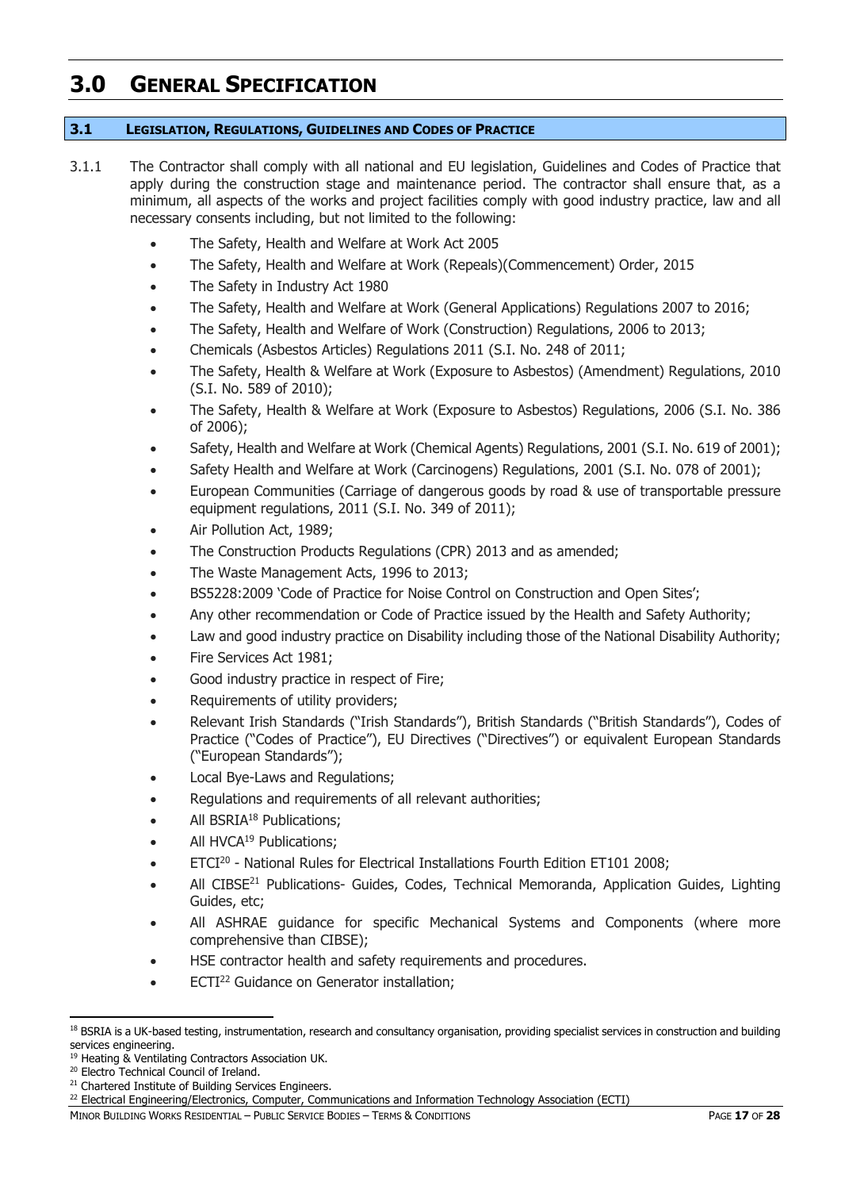# 3.0 General Specification

## 3.1 Legislation, Regulations, Guidelines and Codes of Practice

3.1.1 The Contractor shall comply with all national and EU legislation, Guidelines and Codes of Practice that apply during the construction stage and maintenance period. The contractor shall ensure that, as a minimum, all aspects of the works and project facilities comply with good industry practice, law and all necessary consents including, but not limited to the following:

- The Safety, Health and Welfare at Work Act 2005
- The Safety, Health and Welfare at Work (Repeals)(Commencement) Order, 2015
- The Safety in Industry Act 1980
- The Safety, Health and Welfare at Work (General Applications) Regulations 2007 to 2016;
- The Safety, Health and Welfare of Work (Construction) Regulations, 2006 to 2013;
- Chemicals (Asbestos Articles) Regulations 2011 (S.I. No. 248 of 2011;
- The Safety, Health & Welfare at Work (Exposure to Asbestos) (Amendment) Regulations, 2010 (S.I. No. 589 of 2010);
- The Safety, Health & Welfare at Work (Exposure to Asbestos) Regulations, 2006 (S.I. No. 386 of 2006);
- Safety, Health and Welfare at Work (Chemical Agents) Regulations, 2001 (S.I. No. 619 of 2001);
- Safety Health and Welfare at Work (Carcinogens) Regulations, 2001 (S.I. No. 078 of 2001);
- European Communities (Carriage of dangerous goods by road & use of transportable pressure equipment regulations, 2011 (S.I. No. 349 of 2011);
- Air Pollution Act, 1989;
- The Construction Products Regulations (CPR) 2013 and as amended;
- The Waste Management Acts, 1996 to 2013;
- BS5228:2009 'Code of Practice for Noise Control on Construction and Open Sites';
- Any other recommendation or Code of Practice issued by the Health and Safety Authority;
- Law and good industry practice on Disability including those of the National Disability Authority;
- Fire Services Act 1981;
- Good industry practice in respect of Fire;
- Requirements of utility providers;
- Relevant Irish Standards ("Irish Standards"), British Standards ("British Standards"), Codes of Practice ("Codes of Practice"), EU Directives ("Directives") or equivalent European Standards ("European Standards");
- Local Bye-Laws and Regulations;
- Regulations and requirements of all relevant authorities;
- All BSRIA[18] Publications;
- All HVCA[19] Publications;
- ETCI[20] - National Rules for Electrical Installations Fourth Edition ET101 2008;
- All CIBSE[21] Publications- Guides, Codes, Technical Memoranda, Application Guides, Lighting Guides, etc;
- All ASHRAE guidance for specific Mechanical Systems and Components (where more comprehensive than CIBSE);
- HSE contractor health and safety requirements and procedures.
- ECTI[22] Guidance on Generator installation;

---

[18] BSRIA is a UK-based testing, instrumentation, research and consultancy organisation, providing specialist services in construction and building services engineering.

[19] Heating & Ventilating Contractors Association UK.

[20] Electro Technical Council of Ireland.

[21] Chartered Institute of Building Services Engineers.

[22] Electrical Engineering/Electronics, Computer, Communications and Information Technology Association (ECTI)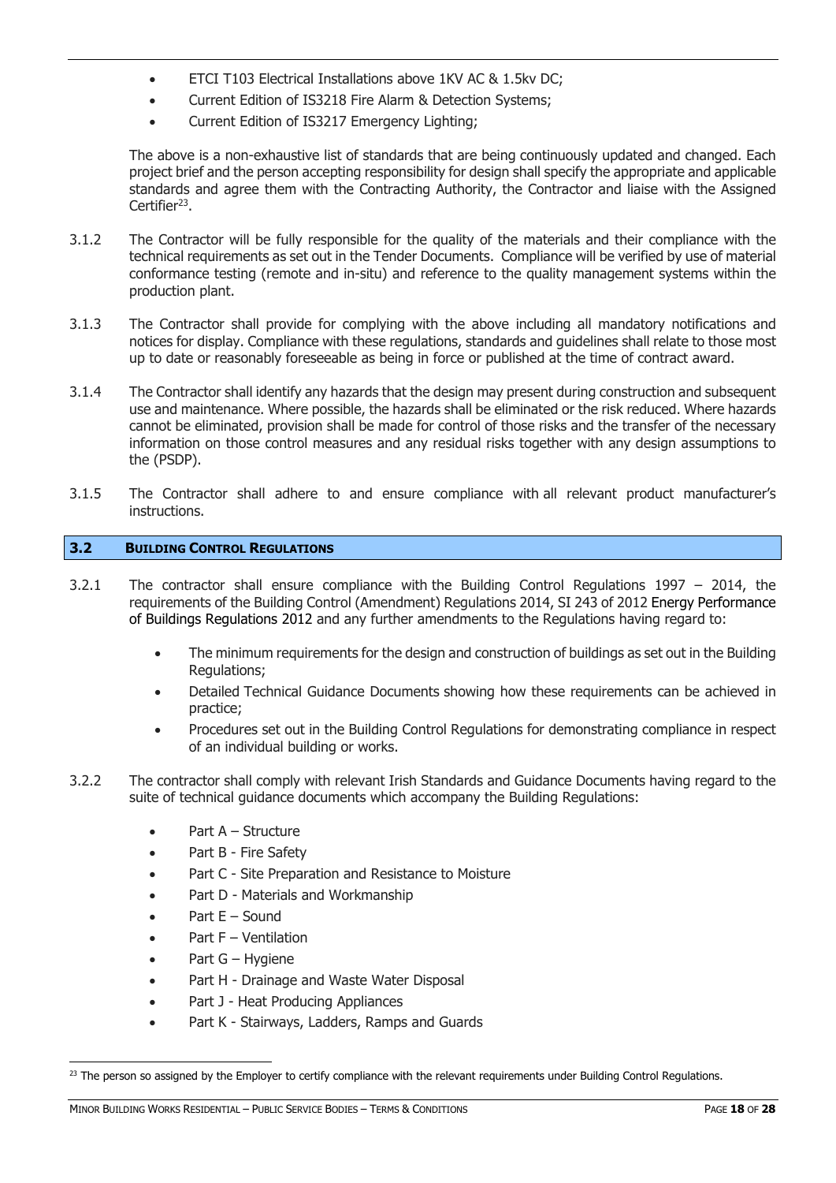- ETCI T103 Electrical Installations above 1KV AC & 1.5kv DC;
- Current Edition of IS3218 Fire Alarm & Detection Systems;
- Current Edition of IS3217 Emergency Lighting;

The above is a non-exhaustive list of standards that are being continuously updated and changed. Each project brief and the person accepting responsibility for design shall specify the appropriate and applicable standards and agree them with the Contracting Authority, the Contractor and liaise with the Assigned Certifier[23].

3.1.2 The Contractor will be fully responsible for the quality of the materials and their compliance with the technical requirements as set out in the Tender Documents. Compliance will be verified by use of material conformance testing (remote and in-situ) and reference to the quality management systems within the production plant.

3.1.3 The Contractor shall provide for complying with the above including all mandatory notifications and notices for display. Compliance with these regulations, standards and guidelines shall relate to those most up to date or reasonably foreseeable as being in force or published at the time of contract award.

3.1.4 The Contractor shall identify any hazards that the design may present during construction and subsequent use and maintenance. Where possible, the hazards shall be eliminated or the risk reduced. Where hazards cannot be eliminated, provision shall be made for control of those risks and the transfer of the necessary information on those control measures and any residual risks together with any design assumptions to the (PSDP).

3.1.5 The Contractor shall adhere to and ensure compliance with all relevant product manufacturer's instructions.

## 3.2 BUILDING CONTROL REGULATIONS

3.2.1 The contractor shall ensure compliance with the Building Control Regulations 1997 – 2014, the requirements of the Building Control (Amendment) Regulations 2014, SI 243 of 2012 Energy Performance of Buildings Regulations 2012 and any further amendments to the Regulations having regard to:

- The minimum requirements for the design and construction of buildings as set out in the Building Regulations;
- Detailed Technical Guidance Documents showing how these requirements can be achieved in practice;
- Procedures set out in the Building Control Regulations for demonstrating compliance in respect of an individual building or works.

3.2.2 The contractor shall comply with relevant Irish Standards and Guidance Documents having regard to the suite of technical guidance documents which accompany the Building Regulations:

- Part A – Structure
- Part B - Fire Safety
- Part C - Site Preparation and Resistance to Moisture
- Part D - Materials and Workmanship
- Part E – Sound
- Part F – Ventilation
- Part G – Hygiene
- Part H - Drainage and Waste Water Disposal
- Part J - Heat Producing Appliances
- Part K - Stairways, Ladders, Ramps and Guards

[23] The person so assigned by the Employer to certify compliance with the relevant requirements under Building Control Regulations.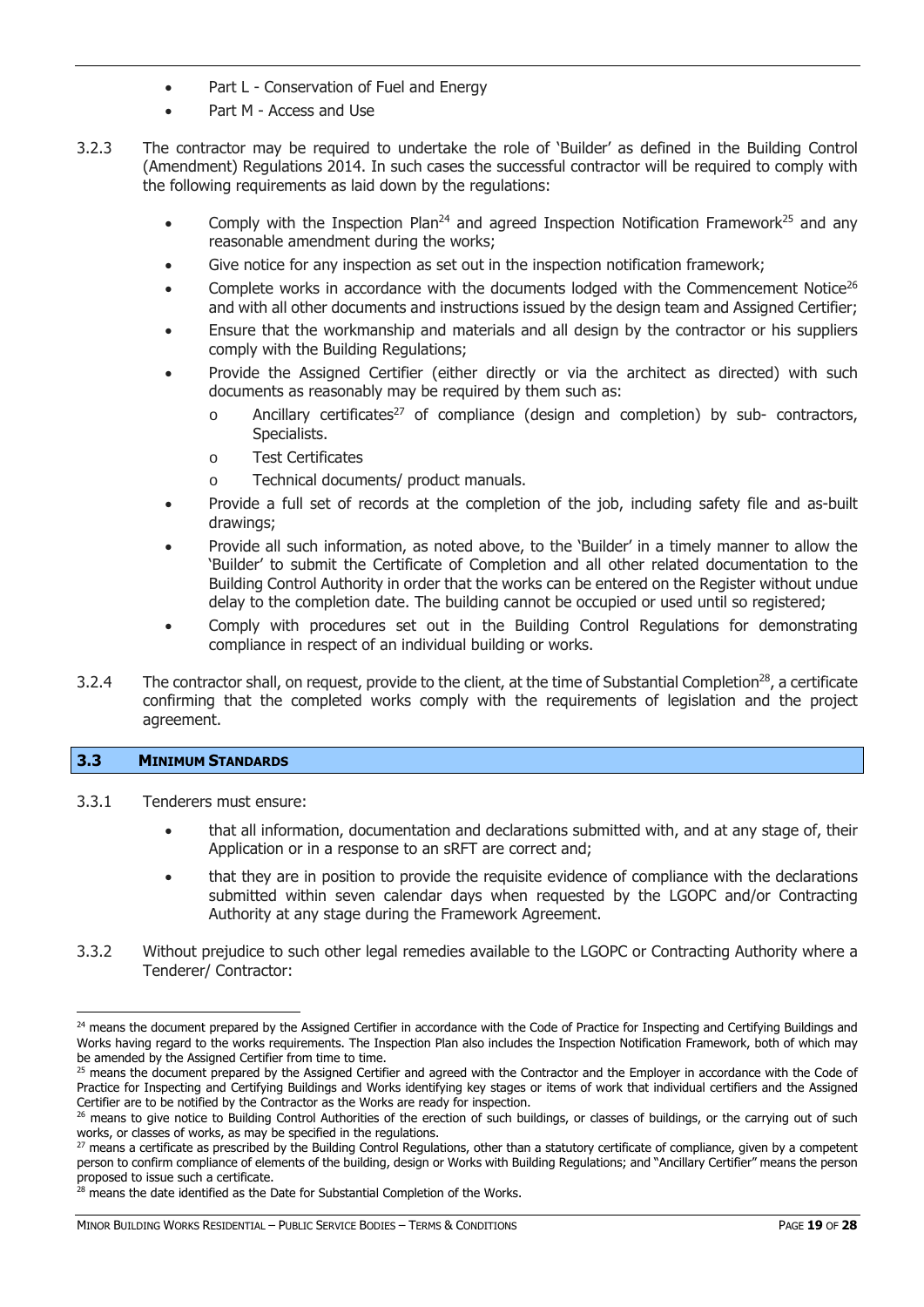- Part L - Conservation of Fuel and Energy
- Part M - Access and Use

3.2.3 The contractor may be required to undertake the role of 'Builder' as defined in the Building Control (Amendment) Regulations 2014. In such cases the successful contractor will be required to comply with the following requirements as laid down by the regulations:

- Comply with the Inspection Plan[24] and agreed Inspection Notification Framework[25] and any reasonable amendment during the works;
- Give notice for any inspection as set out in the inspection notification framework;
- Complete works in accordance with the documents lodged with the Commencement Notice[26] and with all other documents and instructions issued by the design team and Assigned Certifier;
- Ensure that the workmanship and materials and all design by the contractor or his suppliers comply with the Building Regulations;
- Provide the Assigned Certifier (either directly or via the architect as directed) with such documents as reasonably may be required by them such as:
    - Ancillary certificates[27] of compliance (design and completion) by sub- contractors, Specialists.
    - Test Certificates
    - Technical documents/ product manuals.
- Provide a full set of records at the completion of the job, including safety file and as-built drawings;
- Provide all such information, as noted above, to the 'Builder' in a timely manner to allow the 'Builder' to submit the Certificate of Completion and all other related documentation to the Building Control Authority in order that the works can be entered on the Register without undue delay to the completion date. The building cannot be occupied or used until so registered;
- Comply with procedures set out in the Building Control Regulations for demonstrating compliance in respect of an individual building or works.

3.2.4 The contractor shall, on request, provide to the client, at the time of Substantial Completion[28], a certificate confirming that the completed works comply with the requirements of legislation and the project agreement.

## 3.3 MINIMUM STANDARDS

3.3.1 Tenderers must ensure:

- that all information, documentation and declarations submitted with, and at any stage of, their Application or in a response to an sRFT are correct and;
- that they are in position to provide the requisite evidence of compliance with the declarations submitted within seven calendar days when requested by the LGOPC and/or Contracting Authority at any stage during the Framework Agreement.

3.3.2 Without prejudice to such other legal remedies available to the LGOPC or Contracting Authority where a Tenderer/ Contractor:

---

[24] means the document prepared by the Assigned Certifier in accordance with the Code of Practice for Inspecting and Certifying Buildings and Works having regard to the works requirements. The Inspection Plan also includes the Inspection Notification Framework, both of which may be amended by the Assigned Certifier from time to time.

[25] means the document prepared by the Assigned Certifier and agreed with the Contractor and the Employer in accordance with the Code of Practice for Inspecting and Certifying Buildings and Works identifying key stages or items of work that individual certifiers and the Assigned Certifier are to be notified by the Contractor as the Works are ready for inspection.

[26] means to give notice to Building Control Authorities of the erection of such buildings, or classes of buildings, or the carrying out of such works, or classes of works, as may be specified in the regulations.

[27] means a certificate as prescribed by the Building Control Regulations, other than a statutory certificate of compliance, given by a competent person to confirm compliance of elements of the building, design or Works with Building Regulations; and "Ancillary Certifier" means the person proposed to issue such a certificate.

[28] means the date identified as the Date for Substantial Completion of the Works.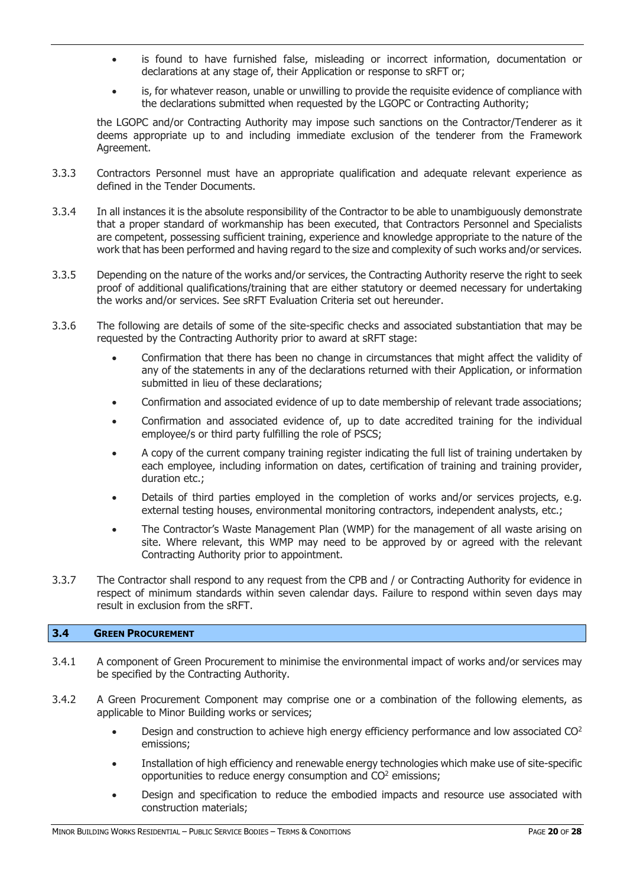- is found to have furnished false, misleading or incorrect information, documentation or declarations at any stage of, their Application or response to sRFT or;
- is, for whatever reason, unable or unwilling to provide the requisite evidence of compliance with the declarations submitted when requested by the LGOPC or Contracting Authority;

the LGOPC and/or Contracting Authority may impose such sanctions on the Contractor/Tenderer as it deems appropriate up to and including immediate exclusion of the tenderer from the Framework Agreement.

3.3.3 Contractors Personnel must have an appropriate qualification and adequate relevant experience as defined in the Tender Documents.

3.3.4 In all instances it is the absolute responsibility of the Contractor to be able to unambiguously demonstrate that a proper standard of workmanship has been executed, that Contractors Personnel and Specialists are competent, possessing sufficient training, experience and knowledge appropriate to the nature of the work that has been performed and having regard to the size and complexity of such works and/or services.

3.3.5 Depending on the nature of the works and/or services, the Contracting Authority reserve the right to seek proof of additional qualifications/training that are either statutory or deemed necessary for undertaking the works and/or services. See sRFT Evaluation Criteria set out hereunder.

3.3.6 The following are details of some of the site-specific checks and associated substantiation that may be requested by the Contracting Authority prior to award at sRFT stage:

- Confirmation that there has been no change in circumstances that might affect the validity of any of the statements in any of the declarations returned with their Application, or information submitted in lieu of these declarations;
- Confirmation and associated evidence of up to date membership of relevant trade associations;
- Confirmation and associated evidence of, up to date accredited training for the individual employee/s or third party fulfilling the role of PSCS;
- A copy of the current company training register indicating the full list of training undertaken by each employee, including information on dates, certification of training and training provider, duration etc.;
- Details of third parties employed in the completion of works and/or services projects, e.g. external testing houses, environmental monitoring contractors, independent analysts, etc.;
- The Contractor's Waste Management Plan (WMP) for the management of all waste arising on site. Where relevant, this WMP may need to be approved by or agreed with the relevant Contracting Authority prior to appointment.

3.3.7 The Contractor shall respond to any request from the CPB and / or Contracting Authority for evidence in respect of minimum standards within seven calendar days. Failure to respond within seven days may result in exclusion from the sRFT.

## 3.4 Green Procurement

3.4.1 A component of Green Procurement to minimise the environmental impact of works and/or services may be specified by the Contracting Authority.

3.4.2 A Green Procurement Component may comprise one or a combination of the following elements, as applicable to Minor Building works or services;

- Design and construction to achieve high energy efficiency performance and low associated $CO^2$ emissions;
- Installation of high efficiency and renewable energy technologies which make use of site-specific opportunities to reduce energy consumption and $CO^2$ emissions;
- Design and specification to reduce the embodied impacts and resource use associated with construction materials;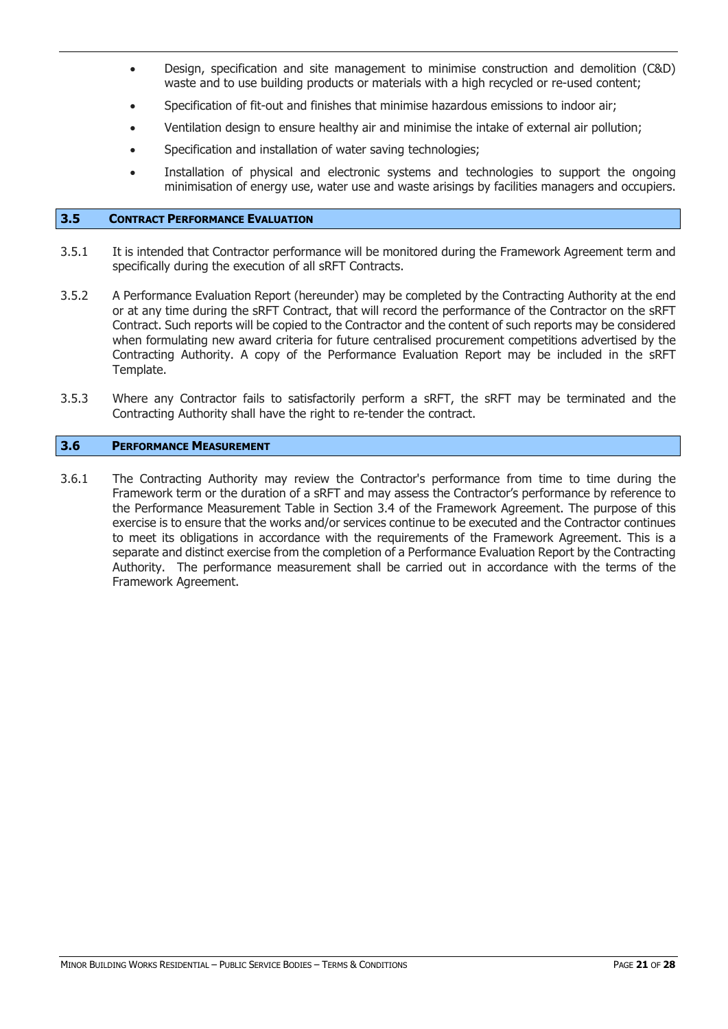- Design, specification and site management to minimise construction and demolition (C&D) waste and to use building products or materials with a high recycled or re-used content;
- Specification of fit-out and finishes that minimise hazardous emissions to indoor air;
- Ventilation design to ensure healthy air and minimise the intake of external air pollution;
- Specification and installation of water saving technologies;
- Installation of physical and electronic systems and technologies to support the ongoing minimisation of energy use, water use and waste arisings by facilities managers and occupiers.

## 3.5 CONTRACT PERFORMANCE EVALUATION

3.5.1 It is intended that Contractor performance will be monitored during the Framework Agreement term and specifically during the execution of all sRFT Contracts.

3.5.2 A Performance Evaluation Report (hereunder) may be completed by the Contracting Authority at the end or at any time during the sRFT Contract, that will record the performance of the Contractor on the sRFT Contract. Such reports will be copied to the Contractor and the content of such reports may be considered when formulating new award criteria for future centralised procurement competitions advertised by the Contracting Authority. A copy of the Performance Evaluation Report may be included in the sRFT Template.

3.5.3 Where any Contractor fails to satisfactorily perform a sRFT, the sRFT may be terminated and the Contracting Authority shall have the right to re-tender the contract.

## 3.6 PERFORMANCE MEASUREMENT

3.6.1 The Contracting Authority may review the Contractor's performance from time to time during the Framework term or the duration of a sRFT and may assess the Contractor's performance by reference to the Performance Measurement Table in Section 3.4 of the Framework Agreement. The purpose of this exercise is to ensure that the works and/or services continue to be executed and the Contractor continues to meet its obligations in accordance with the requirements of the Framework Agreement. This is a separate and distinct exercise from the completion of a Performance Evaluation Report by the Contracting Authority. The performance measurement shall be carried out in accordance with the terms of the Framework Agreement.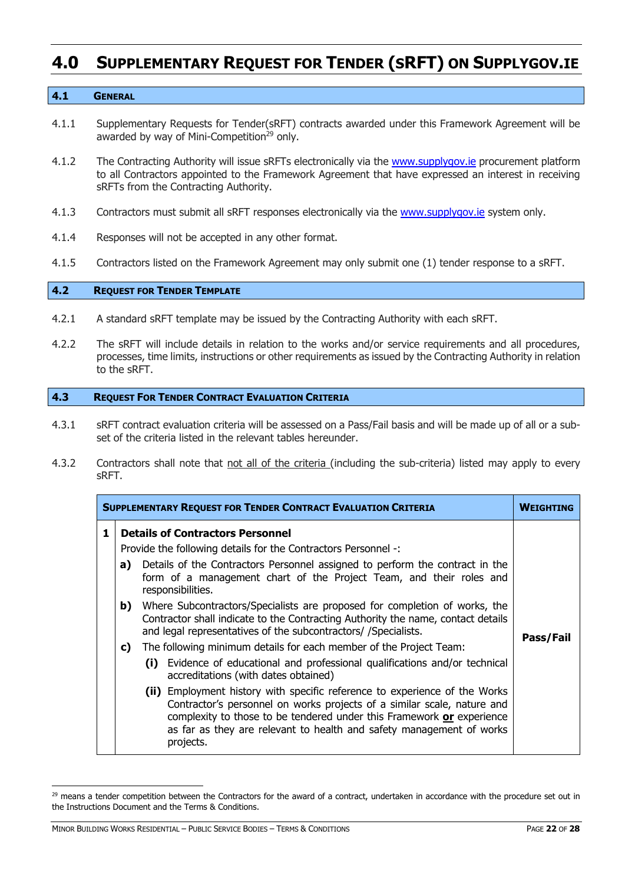# 4.0 Supplementary Request for Tender (sRFT) on Supplygov.ie

## 4.1 General

4.1.1 Supplementary Requests for Tender(sRFT) contracts awarded under this Framework Agreement will be awarded by way of Mini-Competition[29] only.

4.1.2 The Contracting Authority will issue sRFTs electronically via the www.supplygov.ie procurement platform to all Contractors appointed to the Framework Agreement that have expressed an interest in receiving sRFTs from the Contracting Authority.

4.1.3 Contractors must submit all sRFT responses electronically via the www.supplygov.ie system only.

4.1.4 Responses will not be accepted in any other format.

4.1.5 Contractors listed on the Framework Agreement may only submit one (1) tender response to a sRFT.

## 4.2 Request for Tender Template

4.2.1 A standard sRFT template may be issued by the Contracting Authority with each sRFT.

4.2.2 The sRFT will include details in relation to the works and/or service requirements and all procedures, processes, time limits, instructions or other requirements as issued by the Contracting Authority in relation to the sRFT.

## 4.3 Request For Tender Contract Evaluation Criteria

4.3.1 sRFT contract evaluation criteria will be assessed on a Pass/Fail basis and will be made up of all or a sub-set of the criteria listed in the relevant tables hereunder.

4.3.2 Contractors shall note that not all of the criteria (including the sub-criteria) listed may apply to every sRFT.

| | Supplementary Request for Tender Contract Evaluation Criteria | Weighting |
|---|---|---|
| 1 | **Details of Contractors Personnel**<br>Provide the following details for the Contractors Personnel -:<br>**a)** Details of the Contractors Personnel assigned to perform the contract in the form of a management chart of the Project Team, and their roles and responsibilities.<br>**b)** Where Subcontractors/Specialists are proposed for completion of works, the Contractor shall indicate to the Contracting Authority the name, contact details and legal representatives of the subcontractors/ /Specialists.<br>**c)** The following minimum details for each member of the Project Team:<br>**(i)** Evidence of educational and professional qualifications and/or technical accreditations (with dates obtained)<br>**(ii)** Employment history with specific reference to experience of the Works Contractor's personnel on works projects of a similar scale, nature and complexity to those to be tendered under this Framework **or** experience as far as they are relevant to health and safety management of works projects. | **Pass/Fail** |

[29] means a tender competition between the Contractors for the award of a contract, undertaken in accordance with the procedure set out in the Instructions Document and the Terms & Conditions.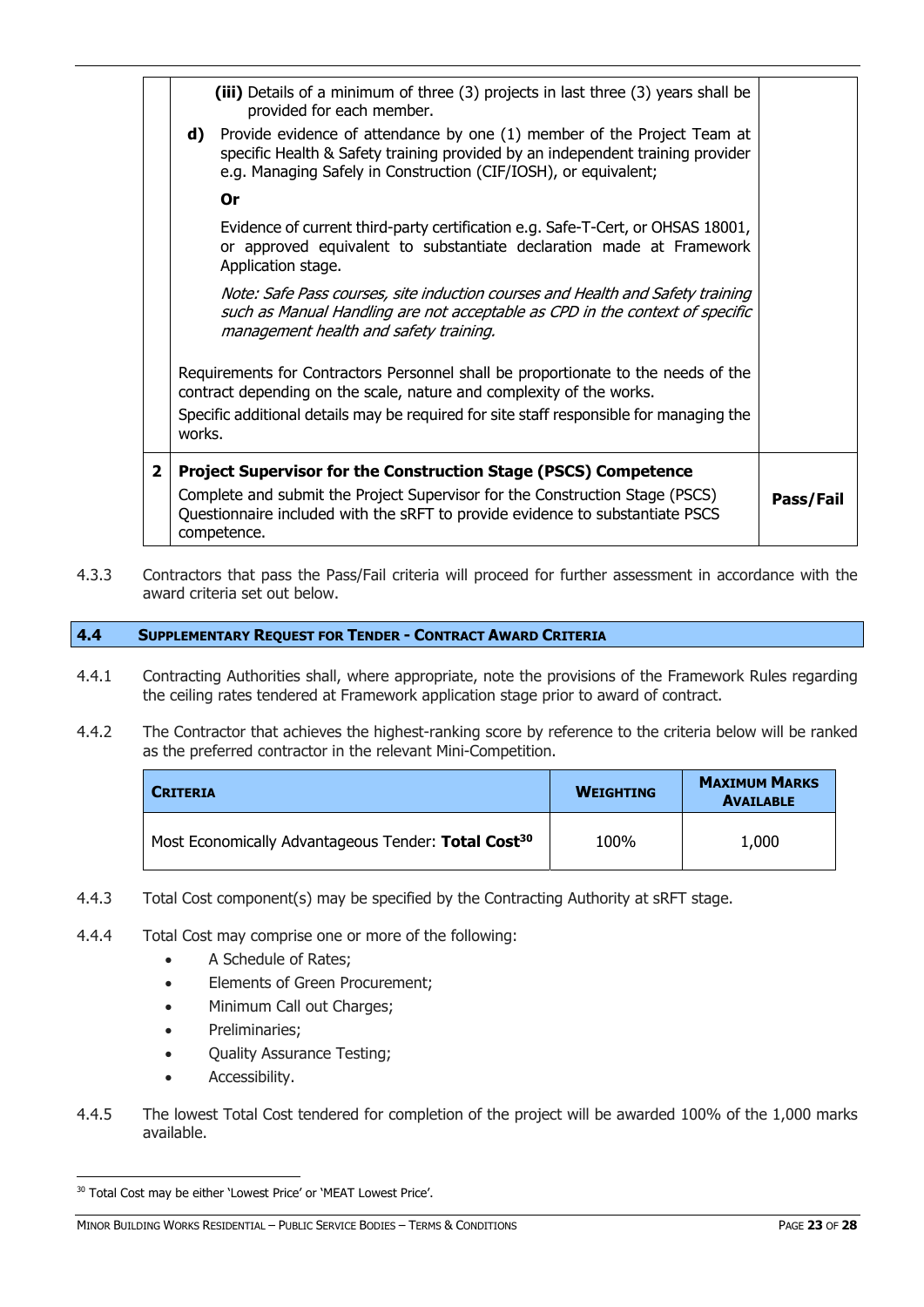| | | |
|---|---|---|
| | **(iii)** Details of a minimum of three (3) projects in last three (3) years shall be provided for each member.<br>**d)** Provide evidence of attendance by one (1) member of the Project Team at specific Health & Safety training provided by an independent training provider e.g. Managing Safely in Construction (CIF/IOSH), or equivalent;<br>**Or**<br>Evidence of current third-party certification e.g. Safe-T-Cert, or OHSAS 18001, or approved equivalent to substantiate declaration made at Framework Application stage.<br>*Note: Safe Pass courses, site induction courses and Health and Safety training such as Manual Handling are not acceptable as CPD in the context of specific management health and safety training.*<br><br>Requirements for Contractors Personnel shall be proportionate to the needs of the contract depending on the scale, nature and complexity of the works.<br>Specific additional details may be required for site staff responsible for managing the works. | |
| **2** | **Project Supervisor for the Construction Stage (PSCS) Competence**<br>Complete and submit the Project Supervisor for the Construction Stage (PSCS) Questionnaire included with the sRFT to provide evidence to substantiate PSCS competence. | **Pass/Fail** |

4.3.3 Contractors that pass the Pass/Fail criteria will proceed for further assessment in accordance with the award criteria set out below.

## 4.4 Supplementary Request for Tender - Contract Award Criteria

4.4.1 Contracting Authorities shall, where appropriate, note the provisions of the Framework Rules regarding the ceiling rates tendered at Framework application stage prior to award of contract.

4.4.2 The Contractor that achieves the highest-ranking score by reference to the criteria below will be ranked as the preferred contractor in the relevant Mini-Competition.

| Criteria | Weighting | Maximum Marks Available |
|---|---|---|
| Most Economically Advantageous Tender: **Total Cost**[30] | 100% | 1,000 |

4.4.3 Total Cost component(s) may be specified by the Contracting Authority at sRFT stage.

4.4.4 Total Cost may comprise one or more of the following:

- A Schedule of Rates;
- Elements of Green Procurement;
- Minimum Call out Charges;
- Preliminaries;
- Quality Assurance Testing;
- Accessibility.

4.4.5 The lowest Total Cost tendered for completion of the project will be awarded 100% of the 1,000 marks available.

---

[30] Total Cost may be either 'Lowest Price' or 'MEAT Lowest Price'.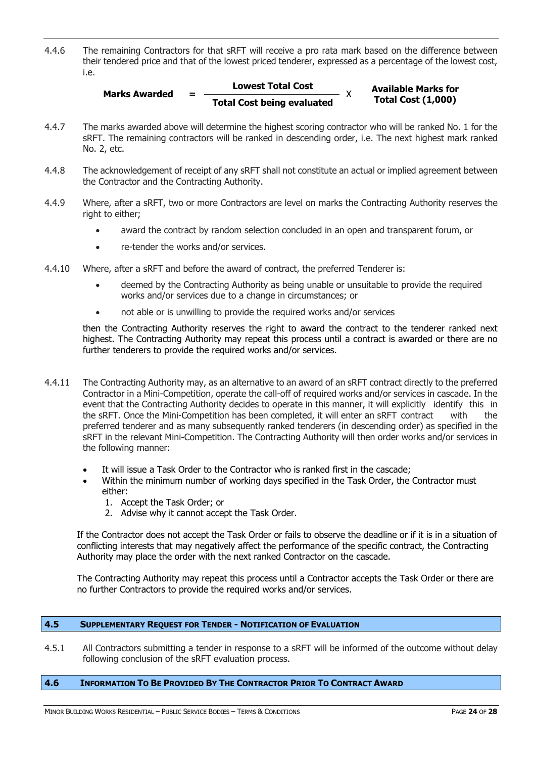4.4.6 The remaining Contractors for that sRFT will receive a pro rata mark based on the difference between their tendered price and that of the lowest priced tenderer, expressed as a percentage of the lowest cost, i.e.

$$\textbf{Marks Awarded} = \frac{\textbf{Lowest Total Cost}}{\textbf{Total Cost being evaluated}} \times \textbf{Available Marks for Total Cost (1,000)}$$

4.4.7 The marks awarded above will determine the highest scoring contractor who will be ranked No. 1 for the sRFT. The remaining contractors will be ranked in descending order, i.e. The next highest mark ranked No. 2, etc.

4.4.8 The acknowledgement of receipt of any sRFT shall not constitute an actual or implied agreement between the Contractor and the Contracting Authority.

4.4.9 Where, after a sRFT, two or more Contractors are level on marks the Contracting Authority reserves the right to either;

- award the contract by random selection concluded in an open and transparent forum, or
- re-tender the works and/or services.

4.4.10 Where, after a sRFT and before the award of contract, the preferred Tenderer is:

- deemed by the Contracting Authority as being unable or unsuitable to provide the required works and/or services due to a change in circumstances; or
- not able or is unwilling to provide the required works and/or services

then the Contracting Authority reserves the right to award the contract to the tenderer ranked next highest. The Contracting Authority may repeat this process until a contract is awarded or there are no further tenderers to provide the required works and/or services.

4.4.11 The Contracting Authority may, as an alternative to an award of an sRFT contract directly to the preferred Contractor in a Mini-Competition, operate the call-off of required works and/or services in cascade. In the event that the Contracting Authority decides to operate in this manner, it will explicitly identify this in the sRFT. Once the Mini-Competition has been completed, it will enter an sRFT contract with the preferred tenderer and as many subsequently ranked tenderers (in descending order) as specified in the sRFT in the relevant Mini-Competition. The Contracting Authority will then order works and/or services in the following manner:

- It will issue a Task Order to the Contractor who is ranked first in the cascade;
- Within the minimum number of working days specified in the Task Order, the Contractor must either:
  1. Accept the Task Order; or
  2. Advise why it cannot accept the Task Order.

If the Contractor does not accept the Task Order or fails to observe the deadline or if it is in a situation of conflicting interests that may negatively affect the performance of the specific contract, the Contracting Authority may place the order with the next ranked Contractor on the cascade.

The Contracting Authority may repeat this process until a Contractor accepts the Task Order or there are no further Contractors to provide the required works and/or services.

## 4.5 Supplementary Request for Tender - Notification of Evaluation

4.5.1 All Contractors submitting a tender in response to a sRFT will be informed of the outcome without delay following conclusion of the sRFT evaluation process.

## 4.6 Information To Be Provided By The Contractor Prior To Contract Award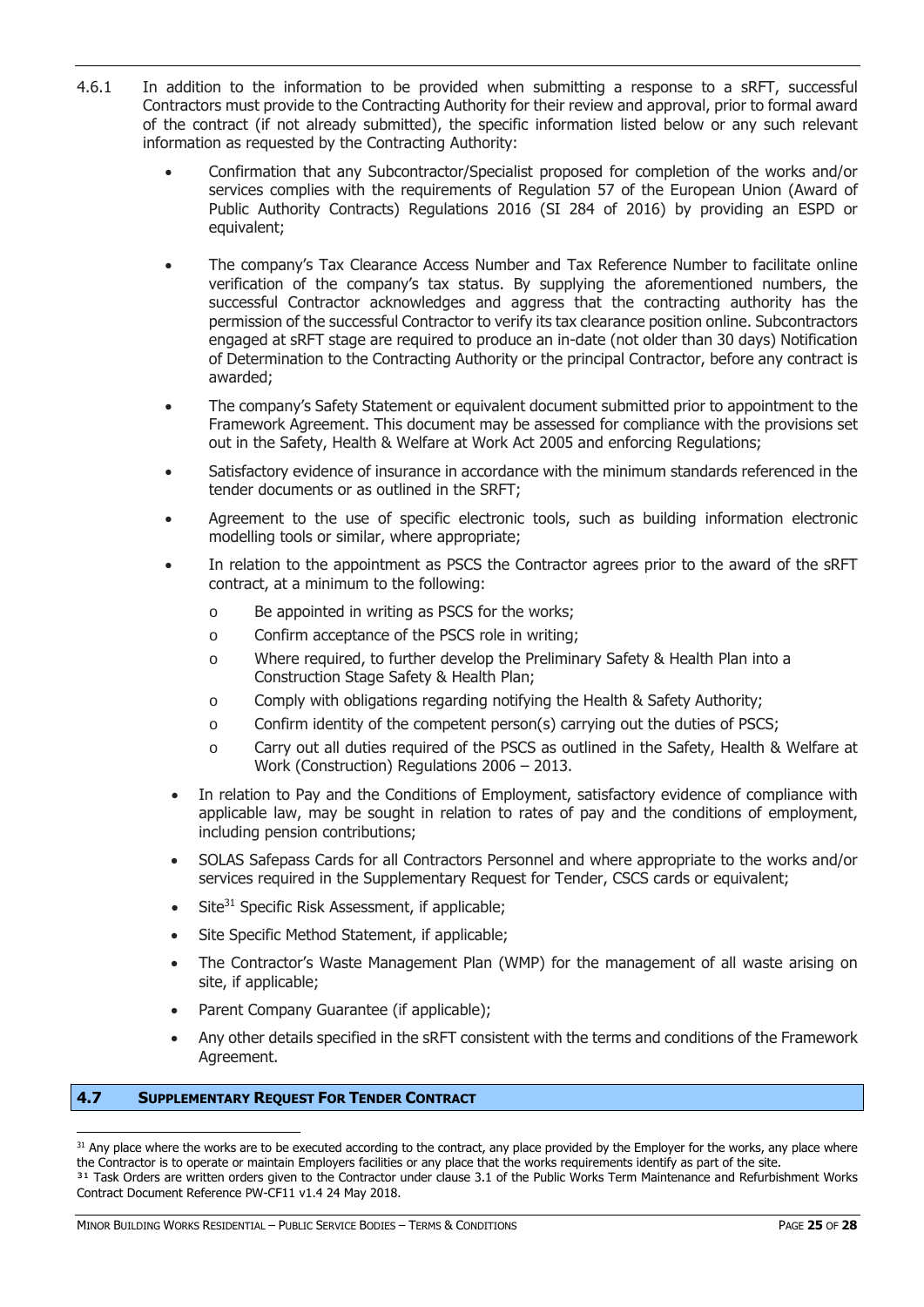4.6.1 In addition to the information to be provided when submitting a response to a sRFT, successful Contractors must provide to the Contracting Authority for their review and approval, prior to formal award of the contract (if not already submitted), the specific information listed below or any such relevant information as requested by the Contracting Authority:

- Confirmation that any Subcontractor/Specialist proposed for completion of the works and/or services complies with the requirements of Regulation 57 of the European Union (Award of Public Authority Contracts) Regulations 2016 (SI 284 of 2016) by providing an ESPD or equivalent;
- The company's Tax Clearance Access Number and Tax Reference Number to facilitate online verification of the company's tax status. By supplying the aforementioned numbers, the successful Contractor acknowledges and aggress that the contracting authority has the permission of the successful Contractor to verify its tax clearance position online. Subcontractors engaged at sRFT stage are required to produce an in-date (not older than 30 days) Notification of Determination to the Contracting Authority or the principal Contractor, before any contract is awarded;
- The company's Safety Statement or equivalent document submitted prior to appointment to the Framework Agreement. This document may be assessed for compliance with the provisions set out in the Safety, Health & Welfare at Work Act 2005 and enforcing Regulations;
- Satisfactory evidence of insurance in accordance with the minimum standards referenced in the tender documents or as outlined in the SRFT;
- Agreement to the use of specific electronic tools, such as building information electronic modelling tools or similar, where appropriate;
- In relation to the appointment as PSCS the Contractor agrees prior to the award of the sRFT contract, at a minimum to the following:
  - Be appointed in writing as PSCS for the works;
  - Confirm acceptance of the PSCS role in writing;
  - Where required, to further develop the Preliminary Safety & Health Plan into a Construction Stage Safety & Health Plan;
  - Comply with obligations regarding notifying the Health & Safety Authority;
  - Confirm identity of the competent person(s) carrying out the duties of PSCS;
  - Carry out all duties required of the PSCS as outlined in the Safety, Health & Welfare at Work (Construction) Regulations 2006 – 2013.
- In relation to Pay and the Conditions of Employment, satisfactory evidence of compliance with applicable law, may be sought in relation to rates of pay and the conditions of employment, including pension contributions;
- SOLAS Safepass Cards for all Contractors Personnel and where appropriate to the works and/or services required in the Supplementary Request for Tender, CSCS cards or equivalent;
- Site[31] Specific Risk Assessment, if applicable;
- Site Specific Method Statement, if applicable;
- The Contractor's Waste Management Plan (WMP) for the management of all waste arising on site, if applicable;
- Parent Company Guarantee (if applicable);
- Any other details specified in the sRFT consistent with the terms and conditions of the Framework Agreement.

## 4.7 SUPPLEMENTARY REQUEST FOR TENDER CONTRACT

[31] Any place where the works are to be executed according to the contract, any place provided by the Employer for the works, any place where the Contractor is to operate or maintain Employers facilities or any place that the works requirements identify as part of the site.

[31] Task Orders are written orders given to the Contractor under clause 3.1 of the Public Works Term Maintenance and Refurbishment Works Contract Document Reference PW-CF11 v1.4 24 May 2018.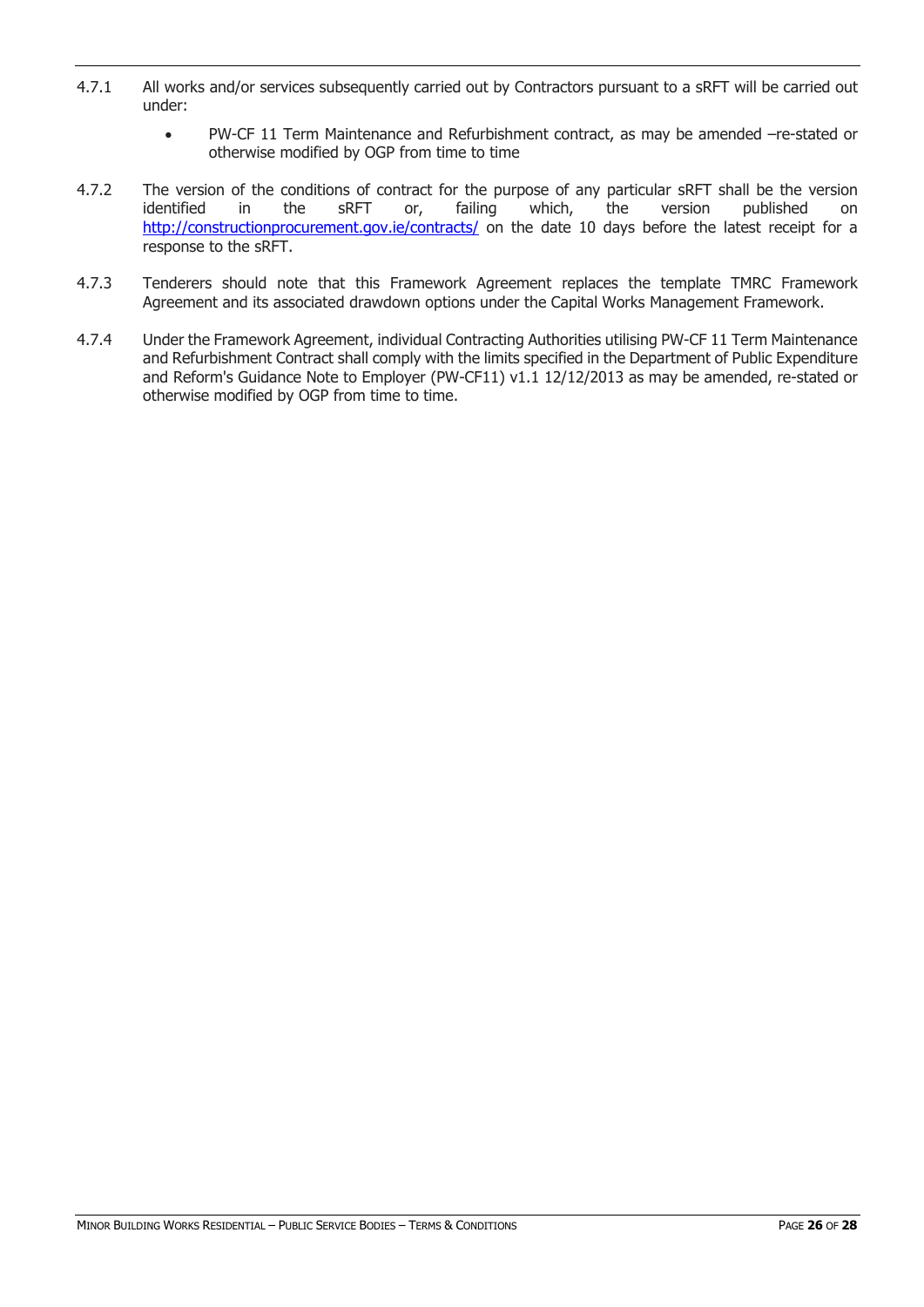4.7.1 All works and/or services subsequently carried out by Contractors pursuant to a sRFT will be carried out under:

- PW-CF 11 Term Maintenance and Refurbishment contract, as may be amended –re-stated or otherwise modified by OGP from time to time

4.7.2 The version of the conditions of contract for the purpose of any particular sRFT shall be the version identified in the sRFT or, failing which, the version published on http://constructionprocurement.gov.ie/contracts/ on the date 10 days before the latest receipt for a response to the sRFT.

4.7.3 Tenderers should note that this Framework Agreement replaces the template TMRC Framework Agreement and its associated drawdown options under the Capital Works Management Framework.

4.7.4 Under the Framework Agreement, individual Contracting Authorities utilising PW-CF 11 Term Maintenance and Refurbishment Contract shall comply with the limits specified in the Department of Public Expenditure and Reform's Guidance Note to Employer (PW-CF11) v1.1 12/12/2013 as may be amended, re-stated or otherwise modified by OGP from time to time.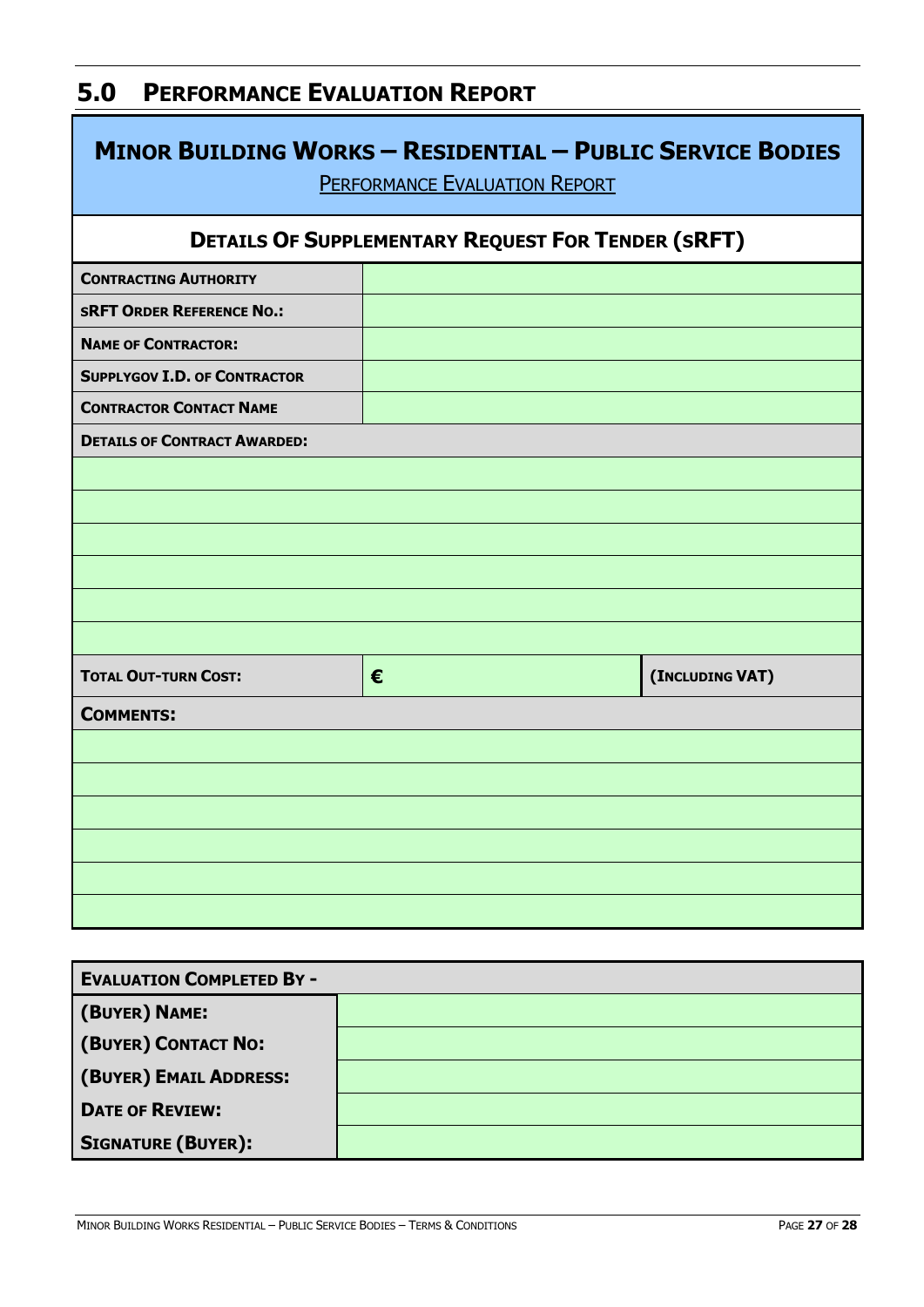## 5.0 Performance Evaluation Report

| **Minor Building Works – Residential – Public Service Bodies**<br>Performance Evaluation Report | | |
|---|---|---|
| **Details Of Supplementary Request For Tender (sRFT)** | | |
| **Contracting Authority** | | |
| **sRFT Order Reference No.:** | | |
| **Name of Contractor:** | | |
| **SupplyGov I.D. of Contractor** | | |
| **Contractor Contact Name** | | |
| **Details of Contract Awarded:** | | |
| | | |
| | | |
| | | |
| | | |
| | | |
| | | |
| **Total Out-turn Cost:** | **€** | **(Including VAT)** |
| **Comments:** | | |
| | | |
| | | |
| | | |
| | | |
| | | |
| | | |

| **Evaluation Completed By -** | |
|---|---|
| **(Buyer) Name:** | |
| **(Buyer) Contact No:** | |
| **(Buyer) Email Address:** | |
| **Date of Review:** | |
| **Signature (Buyer):** | |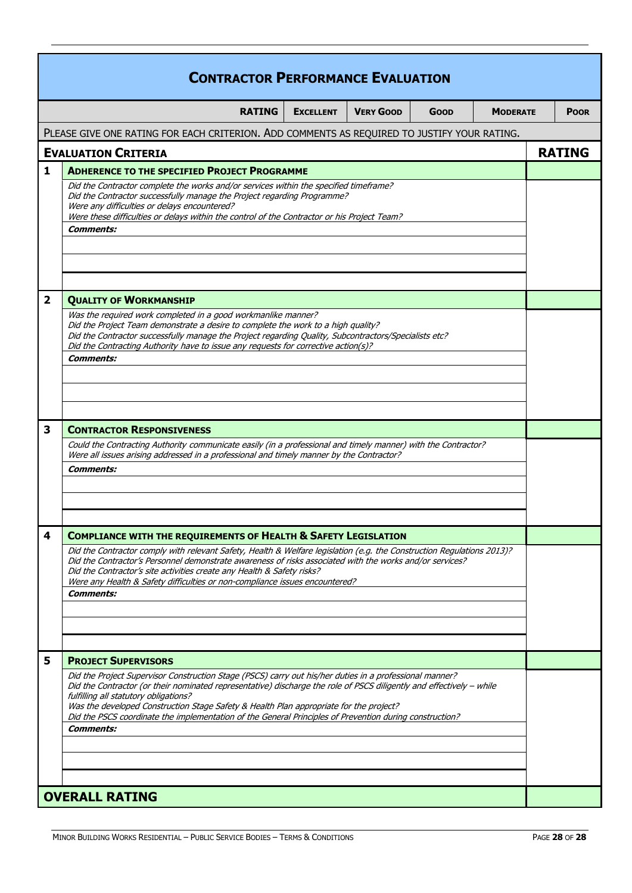# Contractor Performance Evaluation

| RATING | EXCELLENT | VERY GOOD | GOOD | MODERATE | POOR |
|---|---|---|---|---|---|

PLEASE GIVE ONE RATING FOR EACH CRITERION. ADD COMMENTS AS REQUIRED TO JUSTIFY YOUR RATING.

| | EVALUATION CRITERIA | RATING |
|---|---|---|
| **1** | **ADHERENCE TO THE SPECIFIED PROJECT PROGRAMME** | |
| | *Did the Contractor complete the works and/or services within the specified timeframe?*<br>*Did the Contractor successfully manage the Project regarding Programme?*<br>*Were any difficulties or delays encountered?*<br>*Were these difficulties or delays within the control of the Contractor or his Project Team?* | |
| | ***Comments:*** | |
| **2** | **QUALITY OF WORKMANSHIP** | |
| | *Was the required work completed in a good workmanlike manner?*<br>*Did the Project Team demonstrate a desire to complete the work to a high quality?*<br>*Did the Contractor successfully manage the Project regarding Quality, Subcontractors/Specialists etc?*<br>*Did the Contracting Authority have to issue any requests for corrective action(s)?* | |
| | ***Comments:*** | |
| **3** | **CONTRACTOR RESPONSIVENESS** | |
| | *Could the Contracting Authority communicate easily (in a professional and timely manner) with the Contractor?*<br>*Were all issues arising addressed in a professional and timely manner by the Contractor?* | |
| | ***Comments:*** | |
| **4** | **COMPLIANCE WITH THE REQUIREMENTS OF HEALTH & SAFETY LEGISLATION** | |
| | *Did the Contractor comply with relevant Safety, Health & Welfare legislation (e.g. the Construction Regulations 2013)?*<br>*Did the Contractor's Personnel demonstrate awareness of risks associated with the works and/or services?*<br>*Did the Contractor's site activities create any Health & Safety risks?*<br>*Were any Health & Safety difficulties or non-compliance issues encountered?* | |
| | ***Comments:*** | |
| **5** | **PROJECT SUPERVISORS** | |
| | *Did the Project Supervisor Construction Stage (PSCS) carry out his/her duties in a professional manner?*<br>*Did the Contractor (or their nominated representative) discharge the role of PSCS diligently and effectively – while fulfilling all statutory obligations?*<br>*Was the developed Construction Stage Safety & Health Plan appropriate for the project?*<br>*Did the PSCS coordinate the implementation of the General Principles of Prevention during construction?* | |
| | ***Comments:*** | |
| **OVERALL RATING** | | |